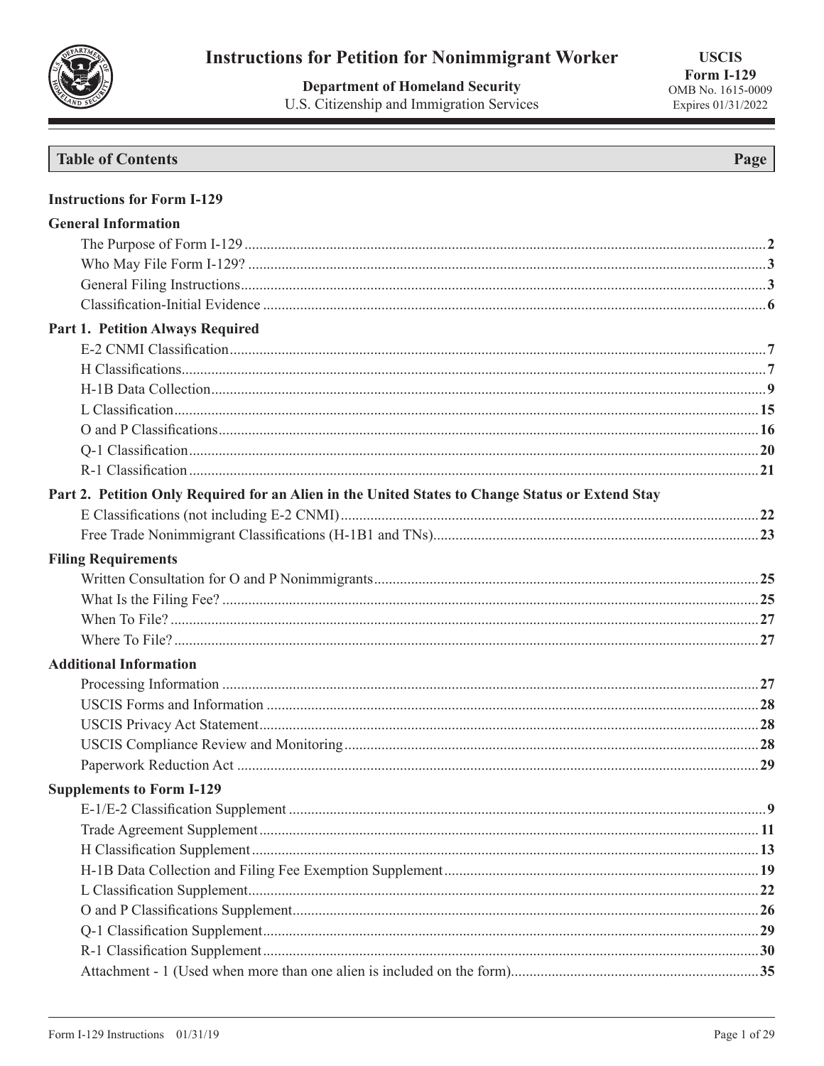# Instructions for Petition for Nonimmigrant Worker

**Department of Homeland Security**
U.S. Citizenship and Immigration Services

**USCIS Form I-129**
OMB No. 1615-0009
Expires 01/31/2022

| Table of Contents | Page |
| --- | --- |
| **Instructions for Form I-129** | |
| **General Information** | |
| The Purpose of Form I-129 | 2 |
| Who May File Form I-129? | 3 |
| General Filing Instructions | 3 |
| Classification-Initial Evidence | 6 |
| **Part 1. Petition Always Required** | |
| E-2 CNMI Classification | 7 |
| H Classifications | 7 |
| H-1B Data Collection | 9 |
| L Classification | 15 |
| O and P Classifications | 16 |
| Q-1 Classification | 20 |
| R-1 Classification | 21 |
| **Part 2. Petition Only Required for an Alien in the United States to Change Status or Extend Stay** | |
| E Classifications (not including E-2 CNMI) | 22 |
| Free Trade Nonimmigrant Classifications (H-1B1 and TNs) | 23 |
| **Filing Requirements** | |
| Written Consultation for O and P Nonimmigrants | 25 |
| What Is the Filing Fee? | 25 |
| When To File? | 27 |
| Where To File? | 27 |
| **Additional Information** | |
| Processing Information | 27 |
| USCIS Forms and Information | 28 |
| USCIS Privacy Act Statement | 28 |
| USCIS Compliance Review and Monitoring | 28 |
| Paperwork Reduction Act | 29 |
| **Supplements to Form I-129** | |
| E-1/E-2 Classification Supplement | 9 |
| Trade Agreement Supplement | 11 |
| H Classification Supplement | 13 |
| H-1B Data Collection and Filing Fee Exemption Supplement | 19 |
| L Classification Supplement | 22 |
| O and P Classifications Supplement | 26 |
| Q-1 Classification Supplement | 29 |
| R-1 Classification Supplement | 30 |
| Attachment - 1 (Used when more than one alien is included on the form) | 35 |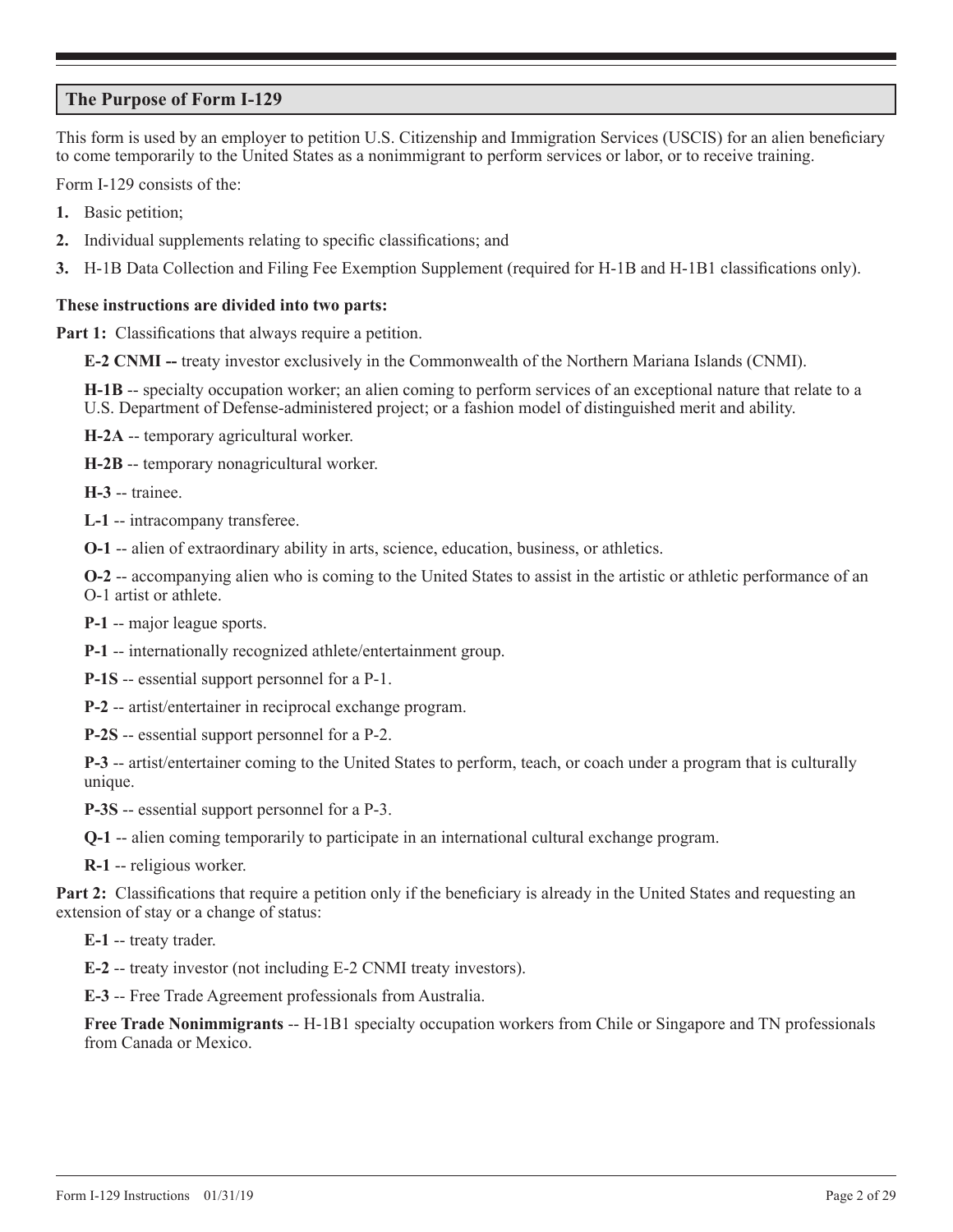## The Purpose of Form I-129

This form is used by an employer to petition U.S. Citizenship and Immigration Services (USCIS) for an alien beneficiary to come temporarily to the United States as a nonimmigrant to perform services or labor, or to receive training.

Form I-129 consists of the:

1. Basic petition;
2. Individual supplements relating to specific classifications; and
3. H-1B Data Collection and Filing Fee Exemption Supplement (required for H-1B and H-1B1 classifications only).

**These instructions are divided into two parts:**

**Part 1:** Classifications that always require a petition.

**E-2 CNMI --** treaty investor exclusively in the Commonwealth of the Northern Mariana Islands (CNMI).

**H-1B** -- specialty occupation worker; an alien coming to perform services of an exceptional nature that relate to a U.S. Department of Defense-administered project; or a fashion model of distinguished merit and ability.

**H-2A** -- temporary agricultural worker.

**H-2B** -- temporary nonagricultural worker.

**H-3** -- trainee.

**L-1** -- intracompany transferee.

**O-1** -- alien of extraordinary ability in arts, science, education, business, or athletics.

**O-2** -- accompanying alien who is coming to the United States to assist in the artistic or athletic performance of an O-1 artist or athlete.

**P-1** -- major league sports.

**P-1** -- internationally recognized athlete/entertainment group.

**P-1S** -- essential support personnel for a P-1.

**P-2** -- artist/entertainer in reciprocal exchange program.

**P-2S** -- essential support personnel for a P-2.

**P-3** -- artist/entertainer coming to the United States to perform, teach, or coach under a program that is culturally unique.

**P-3S** -- essential support personnel for a P-3.

**Q-1** -- alien coming temporarily to participate in an international cultural exchange program.

**R-1** -- religious worker.

**Part 2:** Classifications that require a petition only if the beneficiary is already in the United States and requesting an extension of stay or a change of status:

**E-1** -- treaty trader.

**E-2** -- treaty investor (not including E-2 CNMI treaty investors).

**E-3** -- Free Trade Agreement professionals from Australia.

**Free Trade Nonimmigrants** -- H-1B1 specialty occupation workers from Chile or Singapore and TN professionals from Canada or Mexico.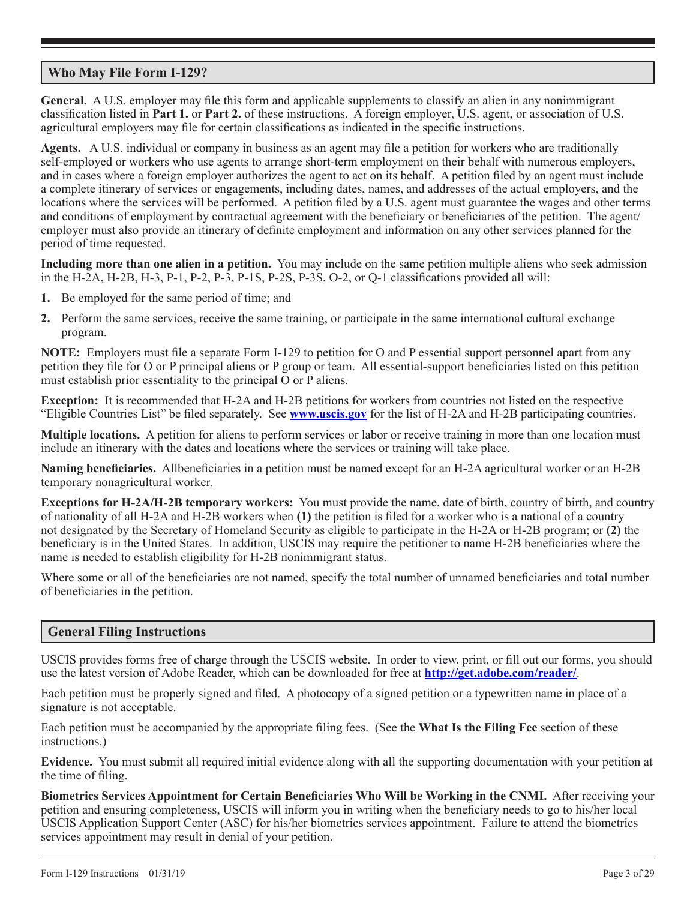## Who May File Form I-129?

**General.** A U.S. employer may file this form and applicable supplements to classify an alien in any nonimmigrant classification listed in **Part 1.** or **Part 2.** of these instructions. A foreign employer, U.S. agent, or association of U.S. agricultural employers may file for certain classifications as indicated in the specific instructions.

**Agents.** A U.S. individual or company in business as an agent may file a petition for workers who are traditionally self-employed or workers who use agents to arrange short-term employment on their behalf with numerous employers, and in cases where a foreign employer authorizes the agent to act on its behalf. A petition filed by an agent must include a complete itinerary of services or engagements, including dates, names, and addresses of the actual employers, and the locations where the services will be performed. A petition filed by a U.S. agent must guarantee the wages and other terms and conditions of employment by contractual agreement with the beneficiary or beneficiaries of the petition. The agent/employer must also provide an itinerary of definite employment and information on any other services planned for the period of time requested.

**Including more than one alien in a petition.** You may include on the same petition multiple aliens who seek admission in the H-2A, H-2B, H-3, P-1, P-2, P-3, P-1S, P-2S, P-3S, O-2, or Q-1 classifications provided all will:

1. Be employed for the same period of time; and
2. Perform the same services, receive the same training, or participate in the same international cultural exchange program.

**NOTE:** Employers must file a separate Form I-129 to petition for O and P essential support personnel apart from any petition they file for O or P principal aliens or P group or team. All essential-support beneficiaries listed on this petition must establish prior essentiality to the principal O or P aliens.

**Exception:** It is recommended that H-2A and H-2B petitions for workers from countries not listed on the respective "Eligible Countries List" be filed separately. See **www.uscis.gov** for the list of H-2A and H-2B participating countries.

**Multiple locations.** A petition for aliens to perform services or labor or receive training in more than one location must include an itinerary with the dates and locations where the services or training will take place.

**Naming beneficiaries.** Allbeneficiaries in a petition must be named except for an H-2A agricultural worker or an H-2B temporary nonagricultural worker.

**Exceptions for H-2A/H-2B temporary workers:** You must provide the name, date of birth, country of birth, and country of nationality of all H-2A and H-2B workers when **(1)** the petition is filed for a worker who is a national of a country not designated by the Secretary of Homeland Security as eligible to participate in the H-2A or H-2B program; or **(2)** the beneficiary is in the United States. In addition, USCIS may require the petitioner to name H-2B beneficiaries where the name is needed to establish eligibility for H-2B nonimmigrant status.

Where some or all of the beneficiaries are not named, specify the total number of unnamed beneficiaries and total number of beneficiaries in the petition.

## General Filing Instructions

USCIS provides forms free of charge through the USCIS website. In order to view, print, or fill out our forms, you should use the latest version of Adobe Reader, which can be downloaded for free at **http://get.adobe.com/reader/**.

Each petition must be properly signed and filed. A photocopy of a signed petition or a typewritten name in place of a signature is not acceptable.

Each petition must be accompanied by the appropriate filing fees. (See the **What Is the Filing Fee** section of these instructions.)

**Evidence.** You must submit all required initial evidence along with all the supporting documentation with your petition at the time of filing.

**Biometrics Services Appointment for Certain Beneficiaries Who Will be Working in the CNMI.** After receiving your petition and ensuring completeness, USCIS will inform you in writing when the beneficiary needs to go to his/her local USCIS Application Support Center (ASC) for his/her biometrics services appointment. Failure to attend the biometrics services appointment may result in denial of your petition.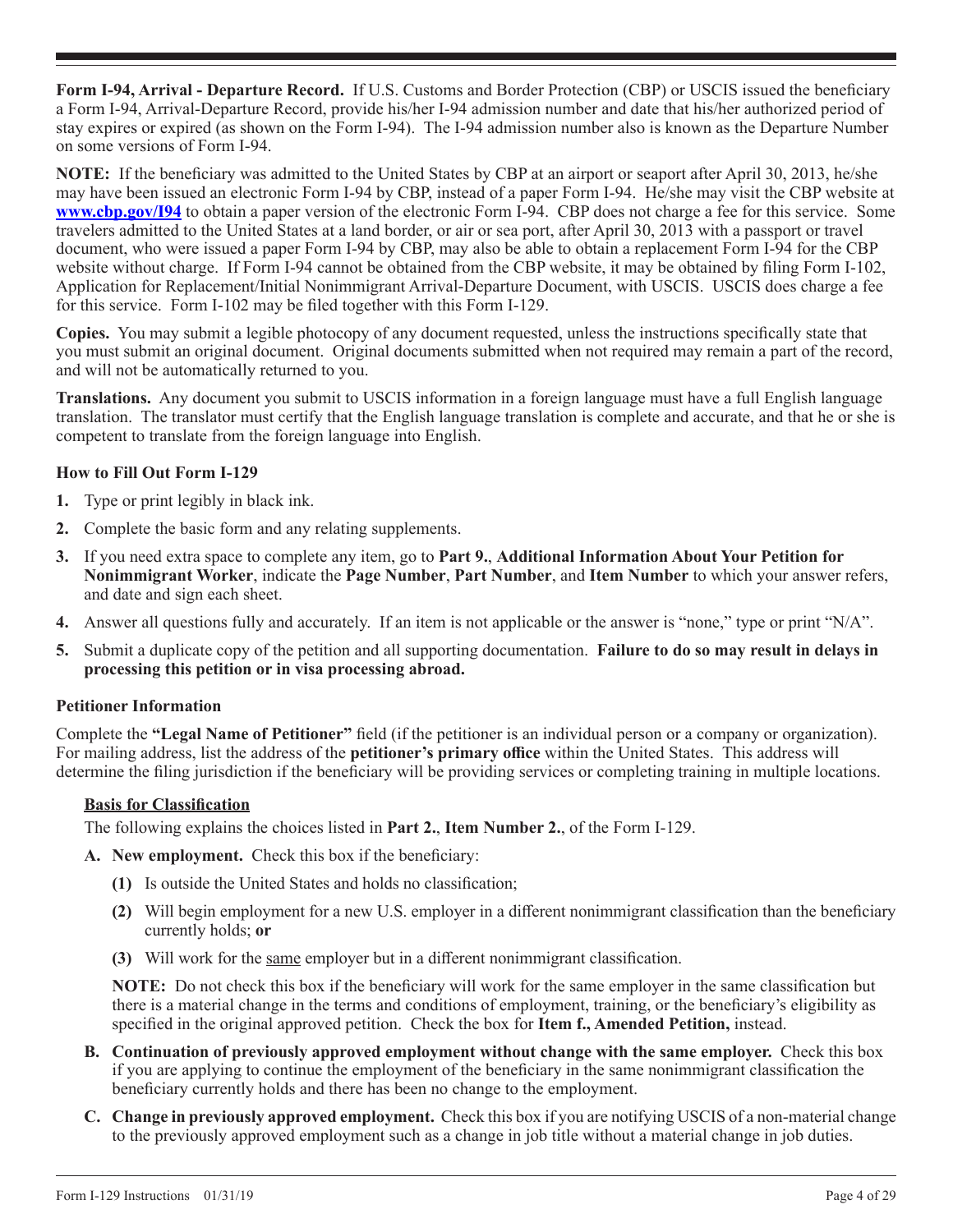**Form I-94, Arrival - Departure Record.** If U.S. Customs and Border Protection (CBP) or USCIS issued the beneficiary a Form I-94, Arrival-Departure Record, provide his/her I-94 admission number and date that his/her authorized period of stay expires or expired (as shown on the Form I-94). The I-94 admission number also is known as the Departure Number on some versions of Form I-94.

**NOTE:** If the beneficiary was admitted to the United States by CBP at an airport or seaport after April 30, 2013, he/she may have been issued an electronic Form I-94 by CBP, instead of a paper Form I-94. He/she may visit the CBP website at **www.cbp.gov/I94** to obtain a paper version of the electronic Form I-94. CBP does not charge a fee for this service. Some travelers admitted to the United States at a land border, or air or sea port, after April 30, 2013 with a passport or travel document, who were issued a paper Form I-94 by CBP, may also be able to obtain a replacement Form I-94 for the CBP website without charge. If Form I-94 cannot be obtained from the CBP website, it may be obtained by filing Form I-102, Application for Replacement/Initial Nonimmigrant Arrival-Departure Document, with USCIS. USCIS does charge a fee for this service. Form I-102 may be filed together with this Form I-129.

**Copies.** You may submit a legible photocopy of any document requested, unless the instructions specifically state that you must submit an original document. Original documents submitted when not required may remain a part of the record, and will not be automatically returned to you.

**Translations.** Any document you submit to USCIS information in a foreign language must have a full English language translation. The translator must certify that the English language translation is complete and accurate, and that he or she is competent to translate from the foreign language into English.

### How to Fill Out Form I-129

1. Type or print legibly in black ink.
2. Complete the basic form and any relating supplements.
3. If you need extra space to complete any item, go to **Part 9.**, **Additional Information About Your Petition for Nonimmigrant Worker**, indicate the **Page Number**, **Part Number**, and **Item Number** to which your answer refers, and date and sign each sheet.
4. Answer all questions fully and accurately. If an item is not applicable or the answer is "none," type or print "N/A".
5. Submit a duplicate copy of the petition and all supporting documentation. **Failure to do so may result in delays in processing this petition or in visa processing abroad.**

### Petitioner Information

Complete the **"Legal Name of Petitioner"** field (if the petitioner is an individual person or a company or organization). For mailing address, list the address of the **petitioner's primary office** within the United States. This address will determine the filing jurisdiction if the beneficiary will be providing services or completing training in multiple locations.

#### Basis for Classification

The following explains the choices listed in **Part 2.**, **Item Number 2.**, of the Form I-129.

**A. New employment.** Check this box if the beneficiary:

- **(1)** Is outside the United States and holds no classification;
- **(2)** Will begin employment for a new U.S. employer in a different nonimmigrant classification than the beneficiary currently holds; **or**
- **(3)** Will work for the same employer but in a different nonimmigrant classification.

**NOTE:** Do not check this box if the beneficiary will work for the same employer in the same classification but there is a material change in the terms and conditions of employment, training, or the beneficiary's eligibility as specified in the original approved petition. Check the box for **Item f., Amended Petition,** instead.

**B. Continuation of previously approved employment without change with the same employer.** Check this box if you are applying to continue the employment of the beneficiary in the same nonimmigrant classification the beneficiary currently holds and there has been no change to the employment.

**C. Change in previously approved employment.** Check this box if you are notifying USCIS of a non-material change to the previously approved employment such as a change in job title without a material change in job duties.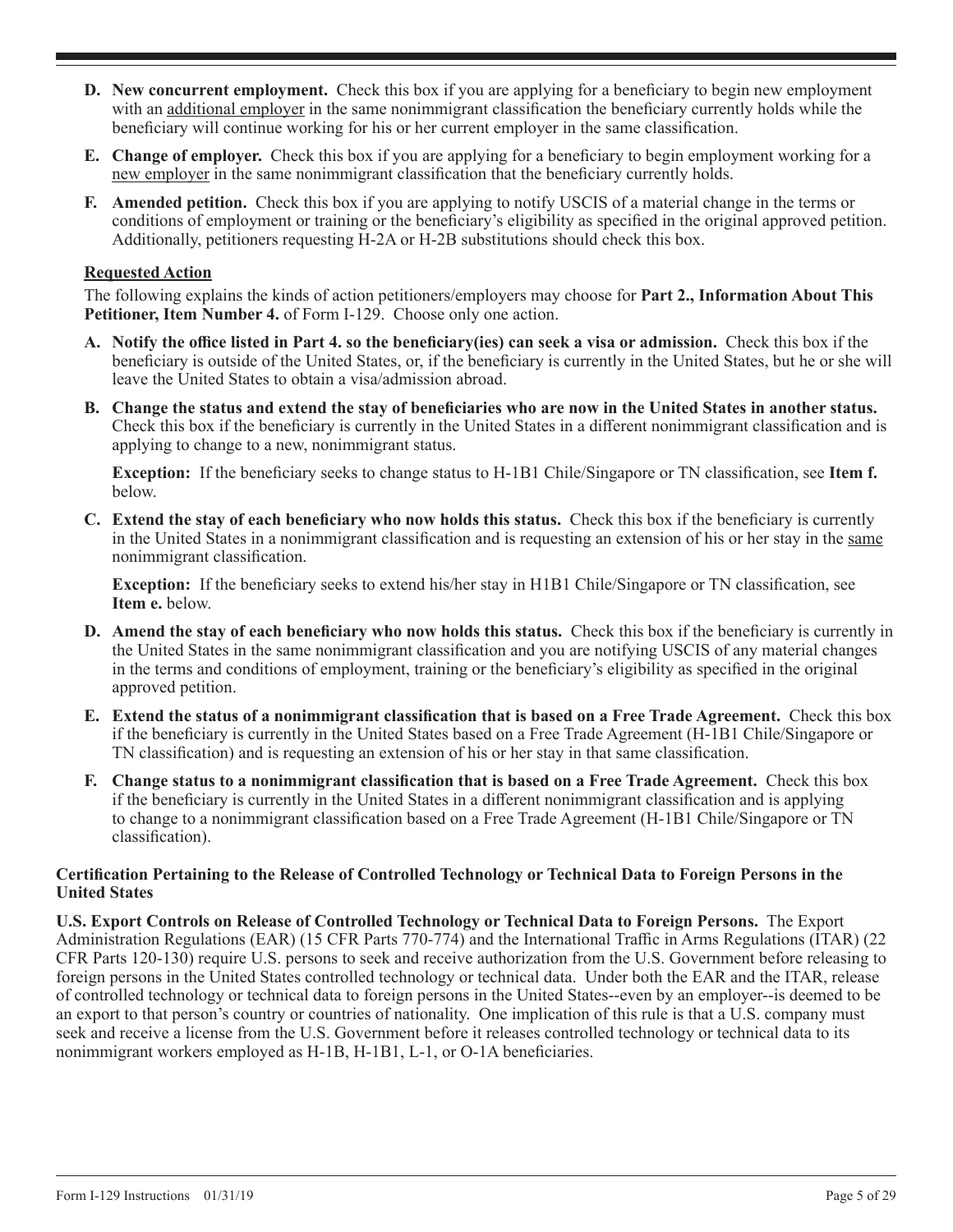**D. New concurrent employment.** Check this box if you are applying for a beneficiary to begin new employment with an additional employer in the same nonimmigrant classification the beneficiary currently holds while the beneficiary will continue working for his or her current employer in the same classification.

**E. Change of employer.** Check this box if you are applying for a beneficiary to begin employment working for a new employer in the same nonimmigrant classification that the beneficiary currently holds.

**F. Amended petition.** Check this box if you are applying to notify USCIS of a material change in the terms or conditions of employment or training or the beneficiary's eligibility as specified in the original approved petition. Additionally, petitioners requesting H-2A or H-2B substitutions should check this box.

**Requested Action**

The following explains the kinds of action petitioners/employers may choose for **Part 2., Information About This Petitioner, Item Number 4.** of Form I-129. Choose only one action.

**A. Notify the office listed in Part 4. so the beneficiary(ies) can seek a visa or admission.** Check this box if the beneficiary is outside of the United States, or, if the beneficiary is currently in the United States, but he or she will leave the United States to obtain a visa/admission abroad.

**B. Change the status and extend the stay of beneficiaries who are now in the United States in another status.** Check this box if the beneficiary is currently in the United States in a different nonimmigrant classification and is applying to change to a new, nonimmigrant status.

**Exception:** If the beneficiary seeks to change status to H-1B1 Chile/Singapore or TN classification, see **Item f.** below.

**C. Extend the stay of each beneficiary who now holds this status.** Check this box if the beneficiary is currently in the United States in a nonimmigrant classification and is requesting an extension of his or her stay in the same nonimmigrant classification.

**Exception:** If the beneficiary seeks to extend his/her stay in H1B1 Chile/Singapore or TN classification, see **Item e.** below.

**D. Amend the stay of each beneficiary who now holds this status.** Check this box if the beneficiary is currently in the United States in the same nonimmigrant classification and you are notifying USCIS of any material changes in the terms and conditions of employment, training or the beneficiary's eligibility as specified in the original approved petition.

**E. Extend the status of a nonimmigrant classification that is based on a Free Trade Agreement.** Check this box if the beneficiary is currently in the United States based on a Free Trade Agreement (H-1B1 Chile/Singapore or TN classification) and is requesting an extension of his or her stay in that same classification.

**F. Change status to a nonimmigrant classification that is based on a Free Trade Agreement.** Check this box if the beneficiary is currently in the United States in a different nonimmigrant classification and is applying to change to a nonimmigrant classification based on a Free Trade Agreement (H-1B1 Chile/Singapore or TN classification).

**Certification Pertaining to the Release of Controlled Technology or Technical Data to Foreign Persons in the United States**

**U.S. Export Controls on Release of Controlled Technology or Technical Data to Foreign Persons.** The Export Administration Regulations (EAR) (15 CFR Parts 770-774) and the International Traffic in Arms Regulations (ITAR) (22 CFR Parts 120-130) require U.S. persons to seek and receive authorization from the U.S. Government before releasing to foreign persons in the United States controlled technology or technical data. Under both the EAR and the ITAR, release of controlled technology or technical data to foreign persons in the United States--even by an employer--is deemed to be an export to that person's country or countries of nationality. One implication of this rule is that a U.S. company must seek and receive a license from the U.S. Government before it releases controlled technology or technical data to its nonimmigrant workers employed as H-1B, H-1B1, L-1, or O-1A beneficiaries.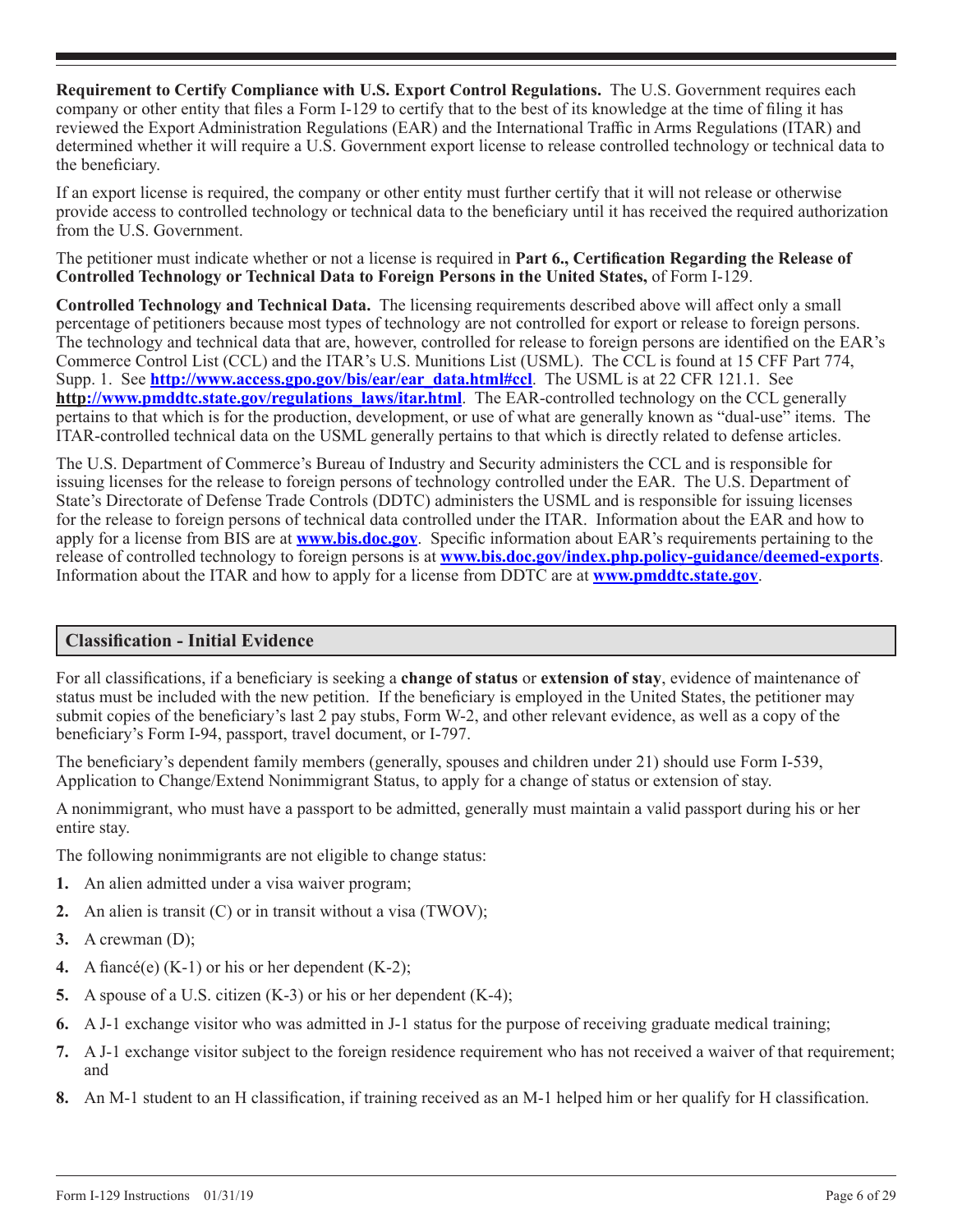**Requirement to Certify Compliance with U.S. Export Control Regulations.** The U.S. Government requires each company or other entity that files a Form I-129 to certify that to the best of its knowledge at the time of filing it has reviewed the Export Administration Regulations (EAR) and the International Traffic in Arms Regulations (ITAR) and determined whether it will require a U.S. Government export license to release controlled technology or technical data to the beneficiary.

If an export license is required, the company or other entity must further certify that it will not release or otherwise provide access to controlled technology or technical data to the beneficiary until it has received the required authorization from the U.S. Government.

The petitioner must indicate whether or not a license is required in **Part 6., Certification Regarding the Release of Controlled Technology or Technical Data to Foreign Persons in the United States,** of Form I-129.

**Controlled Technology and Technical Data.** The licensing requirements described above will affect only a small percentage of petitioners because most types of technology are not controlled for export or release to foreign persons. The technology and technical data that are, however, controlled for release to foreign persons are identified on the EAR's Commerce Control List (CCL) and the ITAR's U.S. Munitions List (USML). The CCL is found at 15 CFF Part 774, Supp. 1. See **http://www.access.gpo.gov/bis/ear/ear_data.html#ccl**. The USML is at 22 CFR 121.1. See **http://www.pmddtc.state.gov/regulations_laws/itar.html**. The EAR-controlled technology on the CCL generally pertains to that which is for the production, development, or use of what are generally known as "dual-use" items. The ITAR-controlled technical data on the USML generally pertains to that which is directly related to defense articles.

The U.S. Department of Commerce's Bureau of Industry and Security administers the CCL and is responsible for issuing licenses for the release to foreign persons of technology controlled under the EAR. The U.S. Department of State's Directorate of Defense Trade Controls (DDTC) administers the USML and is responsible for issuing licenses for the release to foreign persons of technical data controlled under the ITAR. Information about the EAR and how to apply for a license from BIS are at **www.bis.doc.gov**. Specific information about EAR's requirements pertaining to the release of controlled technology to foreign persons is at **www.bis.doc.gov/index.php.policy-guidance/deemed-exports**. Information about the ITAR and how to apply for a license from DDTC are at **www.pmddtc.state.gov**.

## Classification - Initial Evidence

For all classifications, if a beneficiary is seeking a **change of status** or **extension of stay**, evidence of maintenance of status must be included with the new petition. If the beneficiary is employed in the United States, the petitioner may submit copies of the beneficiary's last 2 pay stubs, Form W-2, and other relevant evidence, as well as a copy of the beneficiary's Form I-94, passport, travel document, or I-797.

The beneficiary's dependent family members (generally, spouses and children under 21) should use Form I-539, Application to Change/Extend Nonimmigrant Status, to apply for a change of status or extension of stay.

A nonimmigrant, who must have a passport to be admitted, generally must maintain a valid passport during his or her entire stay.

The following nonimmigrants are not eligible to change status:

1. An alien admitted under a visa waiver program;
2. An alien is transit (C) or in transit without a visa (TWOV);
3. A crewman (D);
4. A fiancé(e) (K-1) or his or her dependent (K-2);
5. A spouse of a U.S. citizen (K-3) or his or her dependent (K-4);
6. A J-1 exchange visitor who was admitted in J-1 status for the purpose of receiving graduate medical training;
7. A J-1 exchange visitor subject to the foreign residence requirement who has not received a waiver of that requirement; and
8. An M-1 student to an H classification, if training received as an M-1 helped him or her qualify for H classification.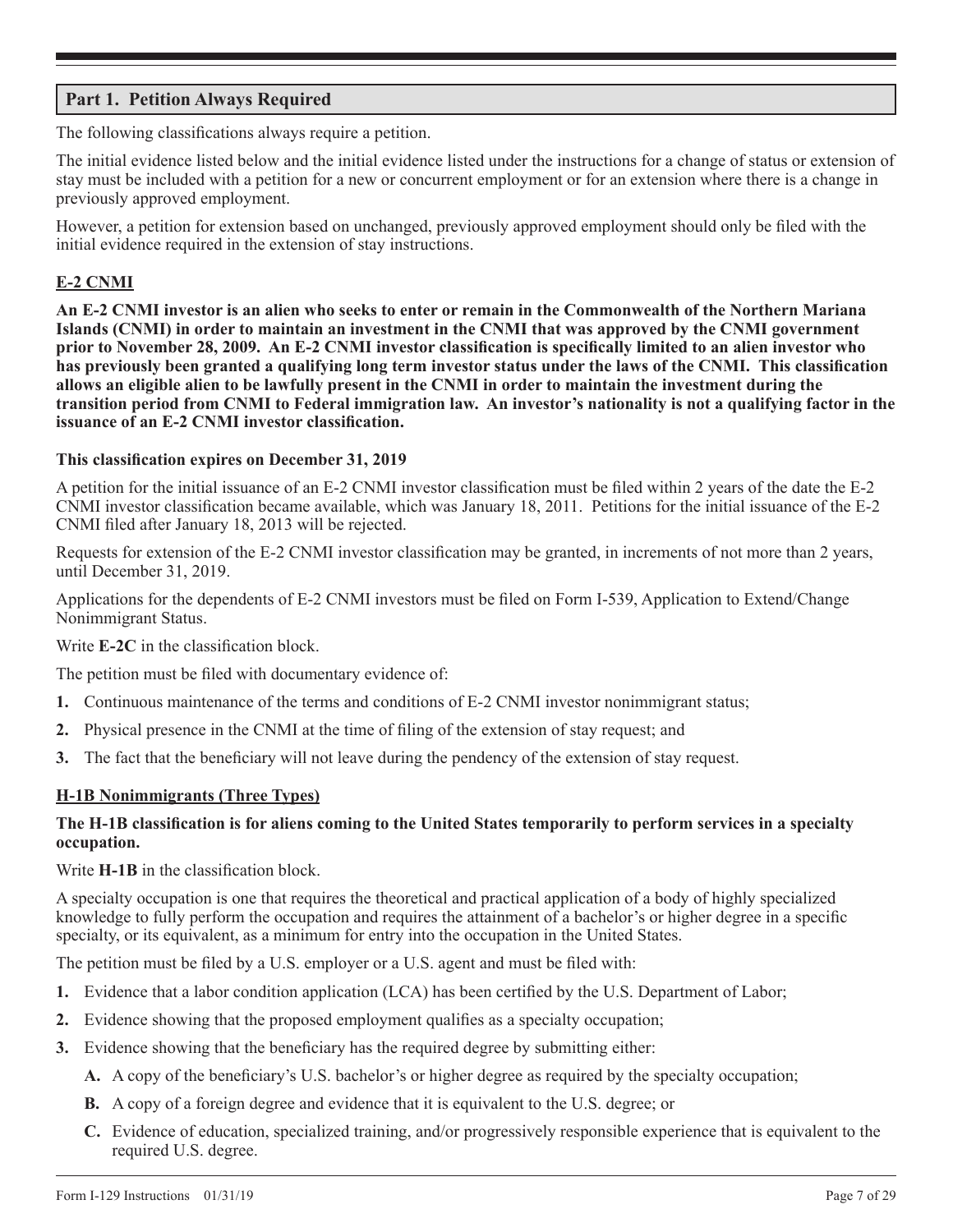## Part 1. Petition Always Required

The following classifications always require a petition.

The initial evidence listed below and the initial evidence listed under the instructions for a change of status or extension of stay must be included with a petition for a new or concurrent employment or for an extension where there is a change in previously approved employment.

However, a petition for extension based on unchanged, previously approved employment should only be filed with the initial evidence required in the extension of stay instructions.

### E-2 CNMI

**An E-2 CNMI investor is an alien who seeks to enter or remain in the Commonwealth of the Northern Mariana Islands (CNMI) in order to maintain an investment in the CNMI that was approved by the CNMI government prior to November 28, 2009. An E-2 CNMI investor classification is specifically limited to an alien investor who has previously been granted a qualifying long term investor status under the laws of the CNMI. This classification allows an eligible alien to be lawfully present in the CNMI in order to maintain the investment during the transition period from CNMI to Federal immigration law. An investor's nationality is not a qualifying factor in the issuance of an E-2 CNMI investor classification.**

**This classification expires on December 31, 2019**

A petition for the initial issuance of an E-2 CNMI investor classification must be filed within 2 years of the date the E-2 CNMI investor classification became available, which was January 18, 2011. Petitions for the initial issuance of the E-2 CNMI filed after January 18, 2013 will be rejected.

Requests for extension of the E-2 CNMI investor classification may be granted, in increments of not more than 2 years, until December 31, 2019.

Applications for the dependents of E-2 CNMI investors must be filed on Form I-539, Application to Extend/Change Nonimmigrant Status.

Write **E-2C** in the classification block.

The petition must be filed with documentary evidence of:

1. Continuous maintenance of the terms and conditions of E-2 CNMI investor nonimmigrant status;
2. Physical presence in the CNMI at the time of filing of the extension of stay request; and
3. The fact that the beneficiary will not leave during the pendency of the extension of stay request.

### H-1B Nonimmigrants (Three Types)

**The H-1B classification is for aliens coming to the United States temporarily to perform services in a specialty occupation.**

Write **H-1B** in the classification block.

A specialty occupation is one that requires the theoretical and practical application of a body of highly specialized knowledge to fully perform the occupation and requires the attainment of a bachelor's or higher degree in a specific specialty, or its equivalent, as a minimum for entry into the occupation in the United States.

The petition must be filed by a U.S. employer or a U.S. agent and must be filed with:

1. Evidence that a labor condition application (LCA) has been certified by the U.S. Department of Labor;
2. Evidence showing that the proposed employment qualifies as a specialty occupation;
3. Evidence showing that the beneficiary has the required degree by submitting either:
   - **A.** A copy of the beneficiary's U.S. bachelor's or higher degree as required by the specialty occupation;
   - **B.** A copy of a foreign degree and evidence that it is equivalent to the U.S. degree; or
   - **C.** Evidence of education, specialized training, and/or progressively responsible experience that is equivalent to the required U.S. degree.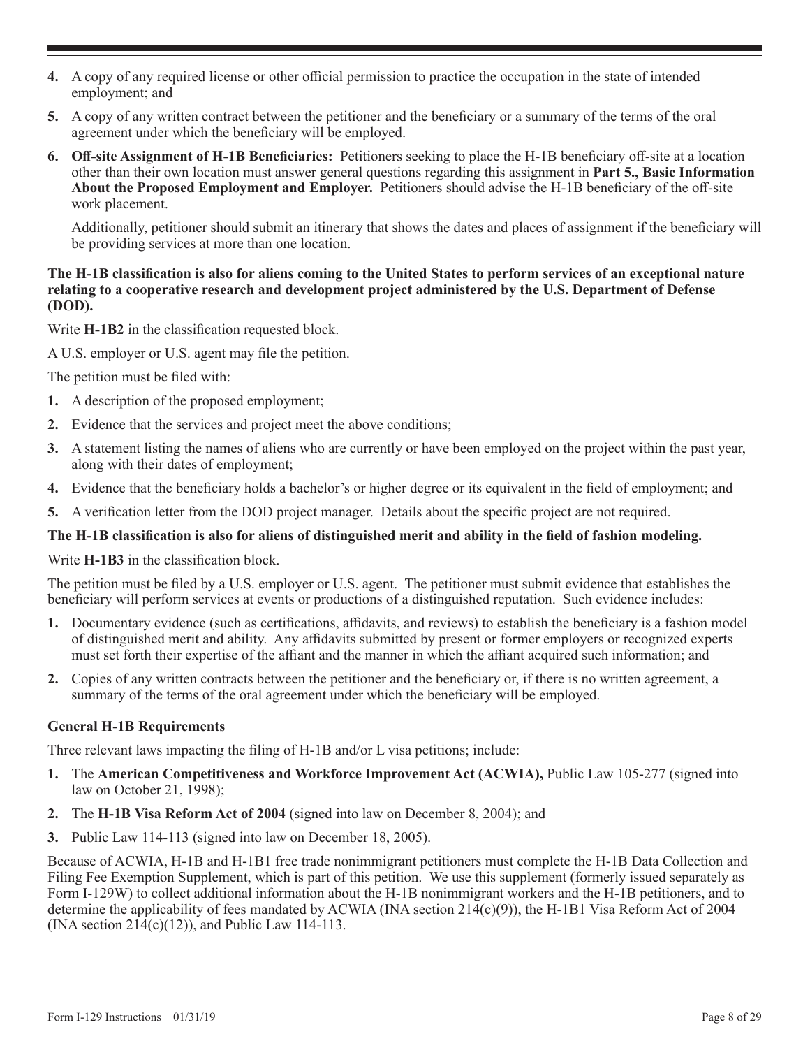4. A copy of any required license or other official permission to practice the occupation in the state of intended employment; and

5. A copy of any written contract between the petitioner and the beneficiary or a summary of the terms of the oral agreement under which the beneficiary will be employed.

6. **Off-site Assignment of H-1B Beneficiaries:** Petitioners seeking to place the H-1B beneficiary off-site at a location other than their own location must answer general questions regarding this assignment in **Part 5., Basic Information About the Proposed Employment and Employer.** Petitioners should advise the H-1B beneficiary of the off-site work placement.

   Additionally, petitioner should submit an itinerary that shows the dates and places of assignment if the beneficiary will be providing services at more than one location.

**The H-1B classification is also for aliens coming to the United States to perform services of an exceptional nature relating to a cooperative research and development project administered by the U.S. Department of Defense (DOD).**

Write **H-1B2** in the classification requested block.

A U.S. employer or U.S. agent may file the petition.

The petition must be filed with:

1. A description of the proposed employment;
2. Evidence that the services and project meet the above conditions;
3. A statement listing the names of aliens who are currently or have been employed on the project within the past year, along with their dates of employment;
4. Evidence that the beneficiary holds a bachelor's or higher degree or its equivalent in the field of employment; and
5. A verification letter from the DOD project manager. Details about the specific project are not required.

**The H-1B classification is also for aliens of distinguished merit and ability in the field of fashion modeling.**

Write **H-1B3** in the classification block.

The petition must be filed by a U.S. employer or U.S. agent. The petitioner must submit evidence that establishes the beneficiary will perform services at events or productions of a distinguished reputation. Such evidence includes:

1. Documentary evidence (such as certifications, affidavits, and reviews) to establish the beneficiary is a fashion model of distinguished merit and ability. Any affidavits submitted by present or former employers or recognized experts must set forth their expertise of the affiant and the manner in which the affiant acquired such information; and
2. Copies of any written contracts between the petitioner and the beneficiary or, if there is no written agreement, a summary of the terms of the oral agreement under which the beneficiary will be employed.

**General H-1B Requirements**

Three relevant laws impacting the filing of H-1B and/or L visa petitions; include:

1. The **American Competitiveness and Workforce Improvement Act (ACWIA),** Public Law 105-277 (signed into law on October 21, 1998);
2. The **H-1B Visa Reform Act of 2004** (signed into law on December 8, 2004); and
3. Public Law 114-113 (signed into law on December 18, 2005).

Because of ACWIA, H-1B and H-1B1 free trade nonimmigrant petitioners must complete the H-1B Data Collection and Filing Fee Exemption Supplement, which is part of this petition. We use this supplement (formerly issued separately as Form I-129W) to collect additional information about the H-1B nonimmigrant workers and the H-1B petitioners, and to determine the applicability of fees mandated by ACWIA (INA section 214(c)(9)), the H-1B1 Visa Reform Act of 2004 (INA section 214(c)(12)), and Public Law 114-113.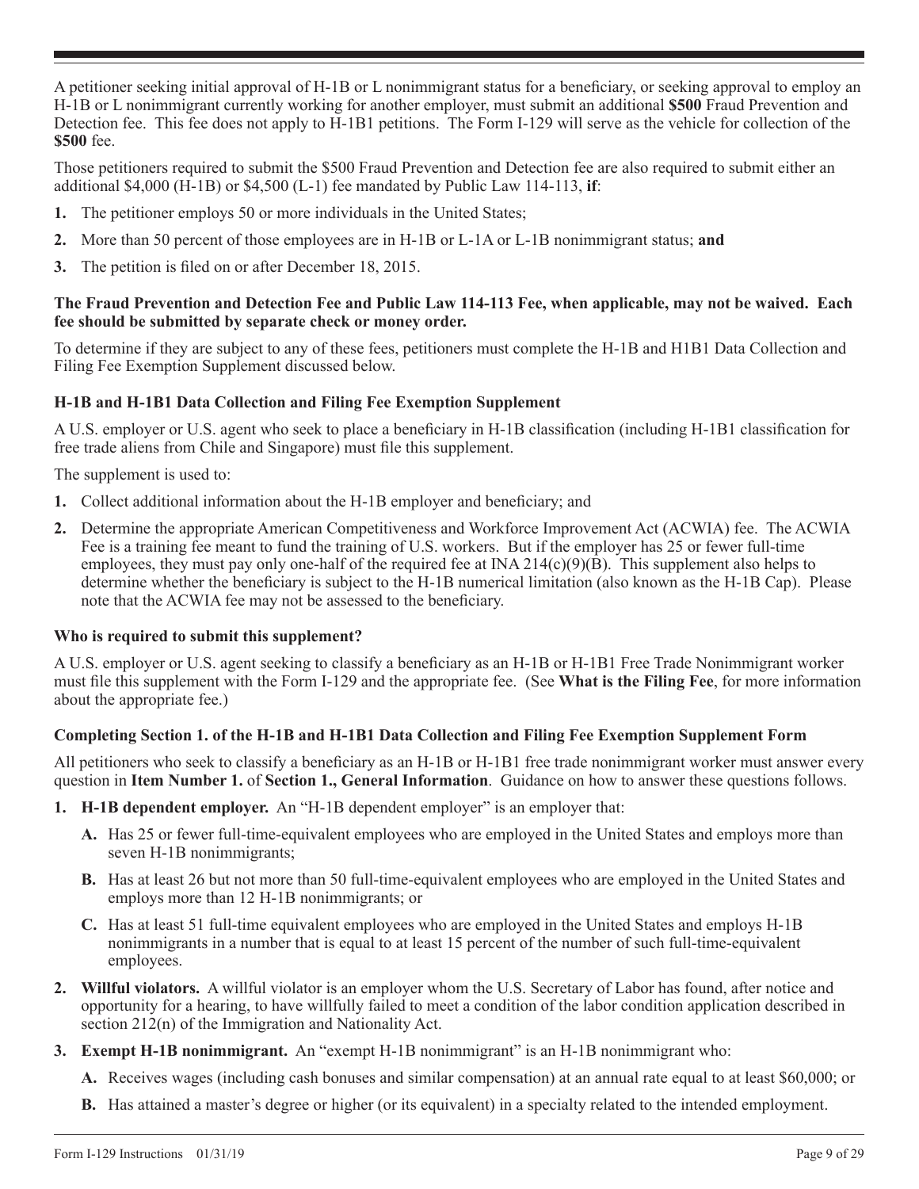A petitioner seeking initial approval of H-1B or L nonimmigrant status for a beneficiary, or seeking approval to employ an H-1B or L nonimmigrant currently working for another employer, must submit an additional **$500** Fraud Prevention and Detection fee. This fee does not apply to H-1B1 petitions. The Form I-129 will serve as the vehicle for collection of the **$500** fee.

Those petitioners required to submit the $500 Fraud Prevention and Detection fee are also required to submit either an additional $4,000 (H-1B) or $4,500 (L-1) fee mandated by Public Law 114-113, **if**:

1. The petitioner employs 50 or more individuals in the United States;
2. More than 50 percent of those employees are in H-1B or L-1A or L-1B nonimmigrant status; **and**
3. The petition is filed on or after December 18, 2015.

**The Fraud Prevention and Detection Fee and Public Law 114-113 Fee, when applicable, may not be waived. Each fee should be submitted by separate check or money order.**

To determine if they are subject to any of these fees, petitioners must complete the H-1B and H1B1 Data Collection and Filing Fee Exemption Supplement discussed below.

### H-1B and H-1B1 Data Collection and Filing Fee Exemption Supplement

A U.S. employer or U.S. agent who seek to place a beneficiary in H-1B classification (including H-1B1 classification for free trade aliens from Chile and Singapore) must file this supplement.

The supplement is used to:

1. Collect additional information about the H-1B employer and beneficiary; and
2. Determine the appropriate American Competitiveness and Workforce Improvement Act (ACWIA) fee. The ACWIA Fee is a training fee meant to fund the training of U.S. workers. But if the employer has 25 or fewer full-time employees, they must pay only one-half of the required fee at INA 214(c)(9)(B). This supplement also helps to determine whether the beneficiary is subject to the H-1B numerical limitation (also known as the H-1B Cap). Please note that the ACWIA fee may not be assessed to the beneficiary.

### Who is required to submit this supplement?

A U.S. employer or U.S. agent seeking to classify a beneficiary as an H-1B or H-1B1 Free Trade Nonimmigrant worker must file this supplement with the Form I-129 and the appropriate fee. (See **What is the Filing Fee**, for more information about the appropriate fee.)

### Completing Section 1. of the H-1B and H-1B1 Data Collection and Filing Fee Exemption Supplement Form

All petitioners who seek to classify a beneficiary as an H-1B or H-1B1 free trade nonimmigrant worker must answer every question in **Item Number 1.** of **Section 1., General Information**. Guidance on how to answer these questions follows.

1. **H-1B dependent employer.** An "H-1B dependent employer" is an employer that:
   - **A.** Has 25 or fewer full-time-equivalent employees who are employed in the United States and employs more than seven H-1B nonimmigrants;
   - **B.** Has at least 26 but not more than 50 full-time-equivalent employees who are employed in the United States and employs more than 12 H-1B nonimmigrants; or
   - **C.** Has at least 51 full-time equivalent employees who are employed in the United States and employs H-1B nonimmigrants in a number that is equal to at least 15 percent of the number of such full-time-equivalent employees.
2. **Willful violators.** A willful violator is an employer whom the U.S. Secretary of Labor has found, after notice and opportunity for a hearing, to have willfully failed to meet a condition of the labor condition application described in section 212(n) of the Immigration and Nationality Act.
3. **Exempt H-1B nonimmigrant.** An "exempt H-1B nonimmigrant" is an H-1B nonimmigrant who:
   - **A.** Receives wages (including cash bonuses and similar compensation) at an annual rate equal to at least $60,000; or
   - **B.** Has attained a master's degree or higher (or its equivalent) in a specialty related to the intended employment.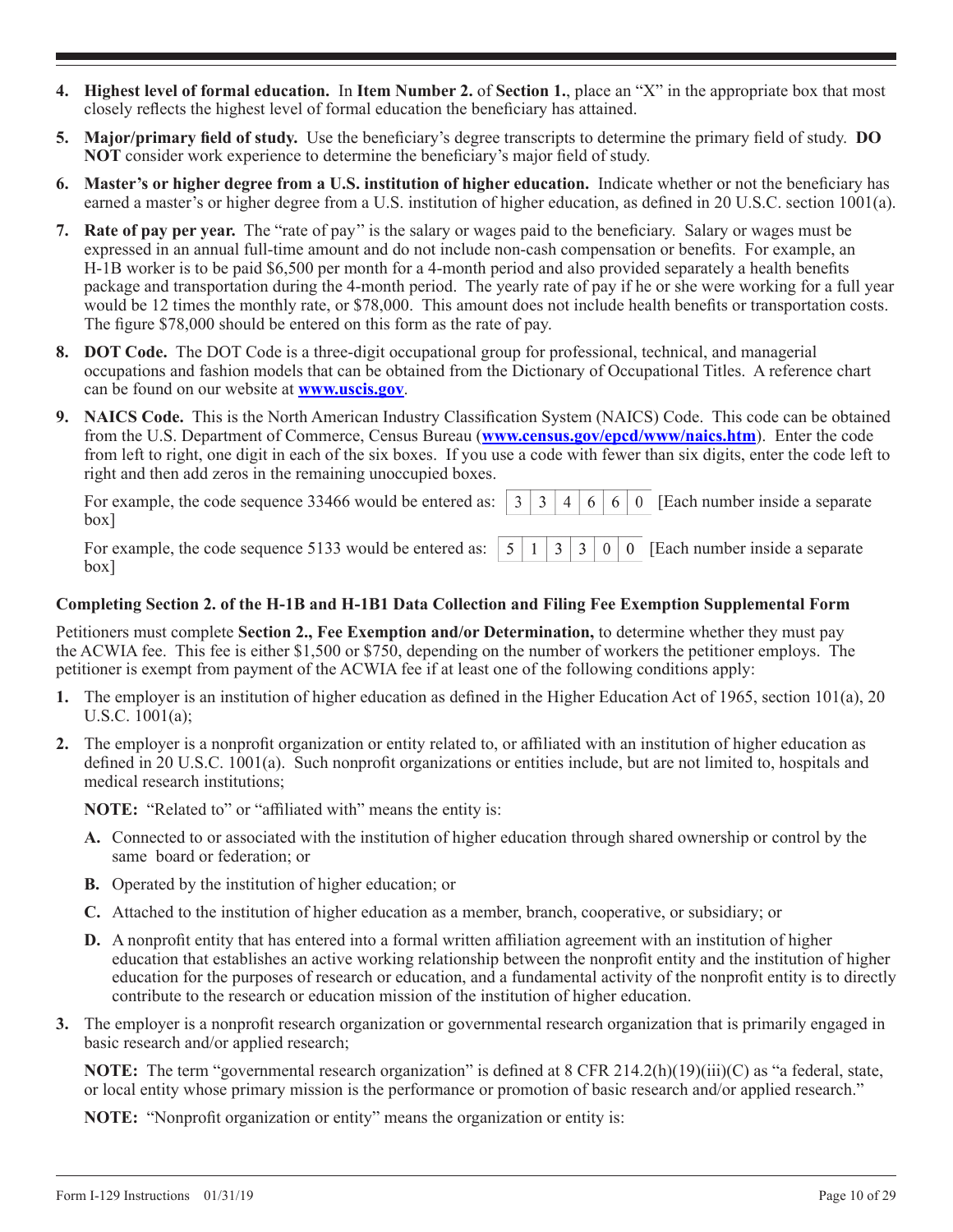4. **Highest level of formal education.** In **Item Number 2.** of **Section 1.**, place an "X" in the appropriate box that most closely reflects the highest level of formal education the beneficiary has attained.

5. **Major/primary field of study.** Use the beneficiary's degree transcripts to determine the primary field of study. **DO NOT** consider work experience to determine the beneficiary's major field of study.

6. **Master's or higher degree from a U.S. institution of higher education.** Indicate whether or not the beneficiary has earned a master's or higher degree from a U.S. institution of higher education, as defined in 20 U.S.C. section 1001(a).

7. **Rate of pay per year.** The "rate of pay'' is the salary or wages paid to the beneficiary. Salary or wages must be expressed in an annual full-time amount and do not include non-cash compensation or benefits. For example, an H-1B worker is to be paid $6,500 per month for a 4-month period and also provided separately a health benefits package and transportation during the 4-month period. The yearly rate of pay if he or she were working for a full year would be 12 times the monthly rate, or $78,000. This amount does not include health benefits or transportation costs. The figure $78,000 should be entered on this form as the rate of pay.

8. **DOT Code.** The DOT Code is a three-digit occupational group for professional, technical, and managerial occupations and fashion models that can be obtained from the Dictionary of Occupational Titles. A reference chart can be found on our website at **www.uscis.gov**.

9. **NAICS Code.** This is the North American Industry Classification System (NAICS) Code. This code can be obtained from the U.S. Department of Commerce, Census Bureau (**www.census.gov/epcd/www/naics.htm**). Enter the code from left to right, one digit in each of the six boxes. If you use a code with fewer than six digits, enter the code left to right and then add zeros in the remaining unoccupied boxes.

   For example, the code sequence 33466 would be entered as: | 3 | 3 | 4 | 6 | 6 | 0 | [Each number inside a separate box]

   For example, the code sequence 5133 would be entered as: | 5 | 1 | 3 | 3 | 0 | 0 | [Each number inside a separate box]

### Completing Section 2. of the H-1B and H-1B1 Data Collection and Filing Fee Exemption Supplemental Form

Petitioners must complete **Section 2., Fee Exemption and/or Determination,** to determine whether they must pay the ACWIA fee. This fee is either $1,500 or $750, depending on the number of workers the petitioner employs. The petitioner is exempt from payment of the ACWIA fee if at least one of the following conditions apply:

1. The employer is an institution of higher education as defined in the Higher Education Act of 1965, section 101(a), 20 U.S.C. 1001(a);

2. The employer is a nonprofit organization or entity related to, or affiliated with an institution of higher education as defined in 20 U.S.C. 1001(a). Such nonprofit organizations or entities include, but are not limited to, hospitals and medical research institutions;

   **NOTE:** "Related to" or "affiliated with" means the entity is:

   **A.** Connected to or associated with the institution of higher education through shared ownership or control by the same board or federation; or

   **B.** Operated by the institution of higher education; or

   **C.** Attached to the institution of higher education as a member, branch, cooperative, or subsidiary; or

   **D.** A nonprofit entity that has entered into a formal written affiliation agreement with an institution of higher education that establishes an active working relationship between the nonprofit entity and the institution of higher education for the purposes of research or education, and a fundamental activity of the nonprofit entity is to directly contribute to the research or education mission of the institution of higher education.

3. The employer is a nonprofit research organization or governmental research organization that is primarily engaged in basic research and/or applied research;

   **NOTE:** The term "governmental research organization" is defined at 8 CFR 214.2(h)(19)(iii)(C) as "a federal, state, or local entity whose primary mission is the performance or promotion of basic research and/or applied research."

   **NOTE:** "Nonprofit organization or entity" means the organization or entity is: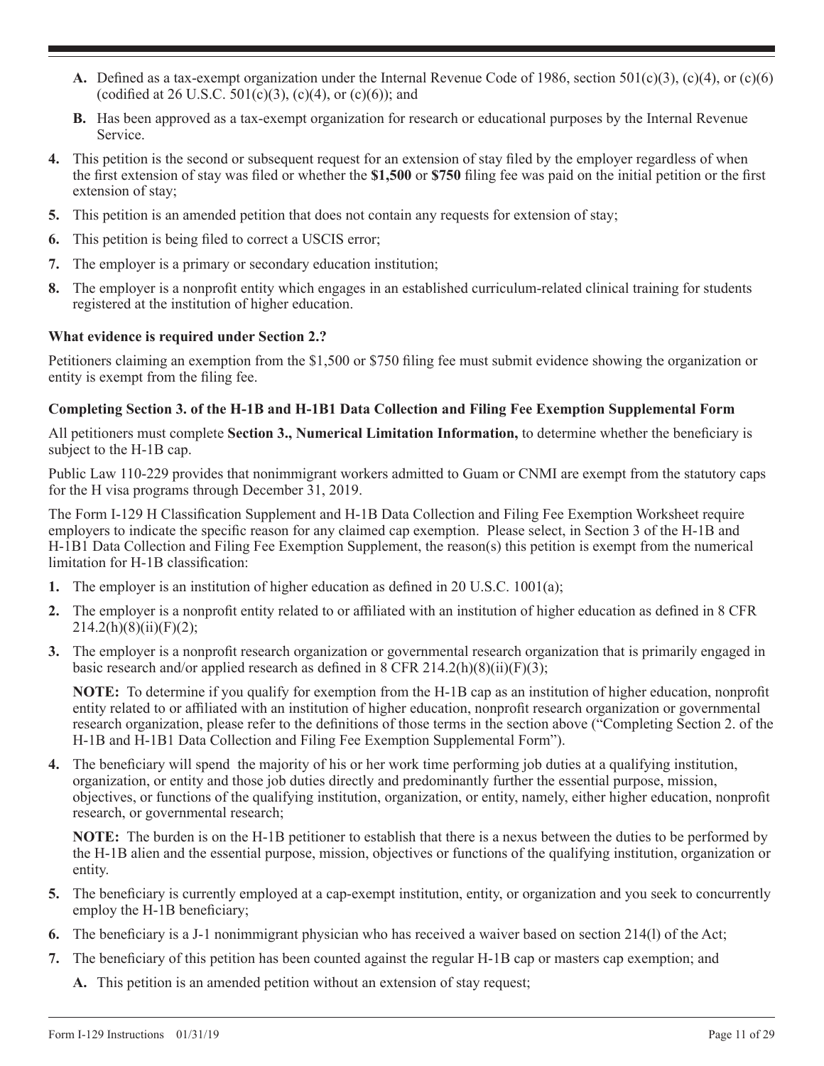- **A.** Defined as a tax-exempt organization under the Internal Revenue Code of 1986, section 501(c)(3), (c)(4), or (c)(6) (codified at 26 U.S.C. 501(c)(3), (c)(4), or (c)(6)); and
- **B.** Has been approved as a tax-exempt organization for research or educational purposes by the Internal Revenue Service.

**4.** This petition is the second or subsequent request for an extension of stay filed by the employer regardless of when the first extension of stay was filed or whether the **$1,500** or **$750** filing fee was paid on the initial petition or the first extension of stay;

**5.** This petition is an amended petition that does not contain any requests for extension of stay;

**6.** This petition is being filed to correct a USCIS error;

**7.** The employer is a primary or secondary education institution;

**8.** The employer is a nonprofit entity which engages in an established curriculum-related clinical training for students registered at the institution of higher education.

**What evidence is required under Section 2.?**

Petitioners claiming an exemption from the $1,500 or $750 filing fee must submit evidence showing the organization or entity is exempt from the filing fee.

**Completing Section 3. of the H-1B and H-1B1 Data Collection and Filing Fee Exemption Supplemental Form**

All petitioners must complete **Section 3., Numerical Limitation Information,** to determine whether the beneficiary is subject to the H-1B cap.

Public Law 110-229 provides that nonimmigrant workers admitted to Guam or CNMI are exempt from the statutory caps for the H visa programs through December 31, 2019.

The Form I-129 H Classification Supplement and H-1B Data Collection and Filing Fee Exemption Worksheet require employers to indicate the specific reason for any claimed cap exemption. Please select, in Section 3 of the H-1B and H-1B1 Data Collection and Filing Fee Exemption Supplement, the reason(s) this petition is exempt from the numerical limitation for H-1B classification:

**1.** The employer is an institution of higher education as defined in 20 U.S.C. 1001(a);

**2.** The employer is a nonprofit entity related to or affiliated with an institution of higher education as defined in 8 CFR 214.2(h)(8)(ii)(F)(2);

**3.** The employer is a nonprofit research organization or governmental research organization that is primarily engaged in basic research and/or applied research as defined in 8 CFR 214.2(h)(8)(ii)(F)(3);

**NOTE:** To determine if you qualify for exemption from the H-1B cap as an institution of higher education, nonprofit entity related to or affiliated with an institution of higher education, nonprofit research organization or governmental research organization, please refer to the definitions of those terms in the section above ("Completing Section 2. of the H-1B and H-1B1 Data Collection and Filing Fee Exemption Supplemental Form").

**4.** The beneficiary will spend the majority of his or her work time performing job duties at a qualifying institution, organization, or entity and those job duties directly and predominantly further the essential purpose, mission, objectives, or functions of the qualifying institution, organization, or entity, namely, either higher education, nonprofit research, or governmental research;

**NOTE:** The burden is on the H-1B petitioner to establish that there is a nexus between the duties to be performed by the H-1B alien and the essential purpose, mission, objectives or functions of the qualifying institution, organization or entity.

**5.** The beneficiary is currently employed at a cap-exempt institution, entity, or organization and you seek to concurrently employ the H-1B beneficiary;

**6.** The beneficiary is a J-1 nonimmigrant physician who has received a waiver based on section 214(l) of the Act;

**7.** The beneficiary of this petition has been counted against the regular H-1B cap or masters cap exemption; and

- **A.** This petition is an amended petition without an extension of stay request;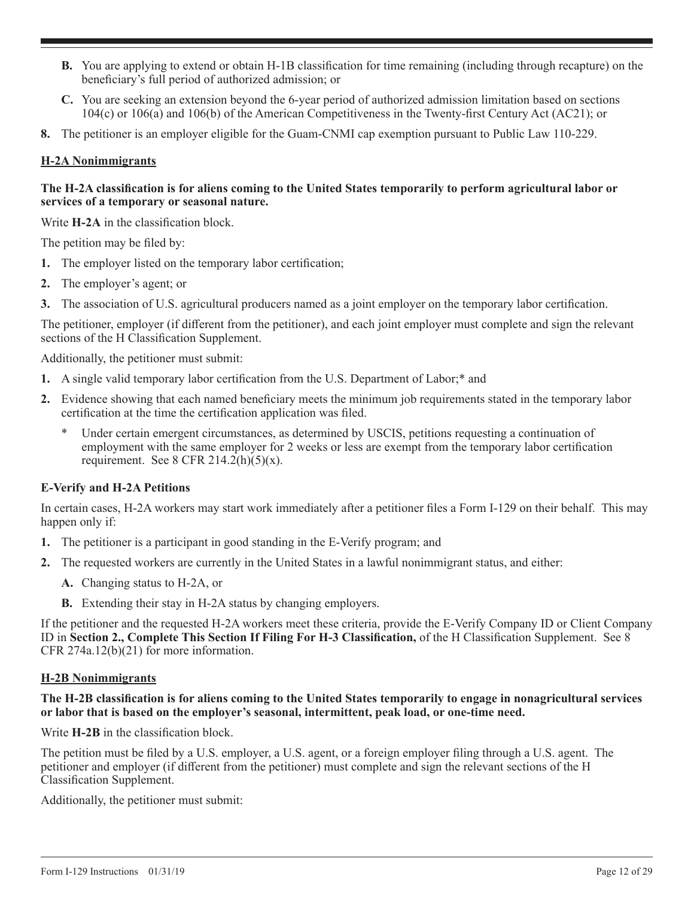**B.** You are applying to extend or obtain H-1B classification for time remaining (including through recapture) on the beneficiary's full period of authorized admission; or

**C.** You are seeking an extension beyond the 6-year period of authorized admission limitation based on sections 104(c) or 106(a) and 106(b) of the American Competitiveness in the Twenty-first Century Act (AC21); or

**8.** The petitioner is an employer eligible for the Guam-CNMI cap exemption pursuant to Public Law 110-229.

### H-2A Nonimmigrants

**The H-2A classification is for aliens coming to the United States temporarily to perform agricultural labor or services of a temporary or seasonal nature.**

Write **H-2A** in the classification block.

The petition may be filed by:

**1.** The employer listed on the temporary labor certification;

**2.** The employer's agent; or

**3.** The association of U.S. agricultural producers named as a joint employer on the temporary labor certification.

The petitioner, employer (if different from the petitioner), and each joint employer must complete and sign the relevant sections of the H Classification Supplement.

Additionally, the petitioner must submit:

**1.** A single valid temporary labor certification from the U.S. Department of Labor;* and

**2.** Evidence showing that each named beneficiary meets the minimum job requirements stated in the temporary labor certification at the time the certification application was filed.

\* Under certain emergent circumstances, as determined by USCIS, petitions requesting a continuation of employment with the same employer for 2 weeks or less are exempt from the temporary labor certification requirement. See 8 CFR 214.2(h)(5)(x).

### E-Verify and H-2A Petitions

In certain cases, H-2A workers may start work immediately after a petitioner files a Form I-129 on their behalf. This may happen only if:

**1.** The petitioner is a participant in good standing in the E-Verify program; and

**2.** The requested workers are currently in the United States in a lawful nonimmigrant status, and either:

**A.** Changing status to H-2A, or

**B.** Extending their stay in H-2A status by changing employers.

If the petitioner and the requested H-2A workers meet these criteria, provide the E-Verify Company ID or Client Company ID in **Section 2., Complete This Section If Filing For H-3 Classification,** of the H Classification Supplement. See 8 CFR 274a.12(b)(21) for more information.

### H-2B Nonimmigrants

**The H-2B classification is for aliens coming to the United States temporarily to engage in nonagricultural services or labor that is based on the employer's seasonal, intermittent, peak load, or one-time need.**

Write **H-2B** in the classification block.

The petition must be filed by a U.S. employer, a U.S. agent, or a foreign employer filing through a U.S. agent. The petitioner and employer (if different from the petitioner) must complete and sign the relevant sections of the H Classification Supplement.

Additionally, the petitioner must submit: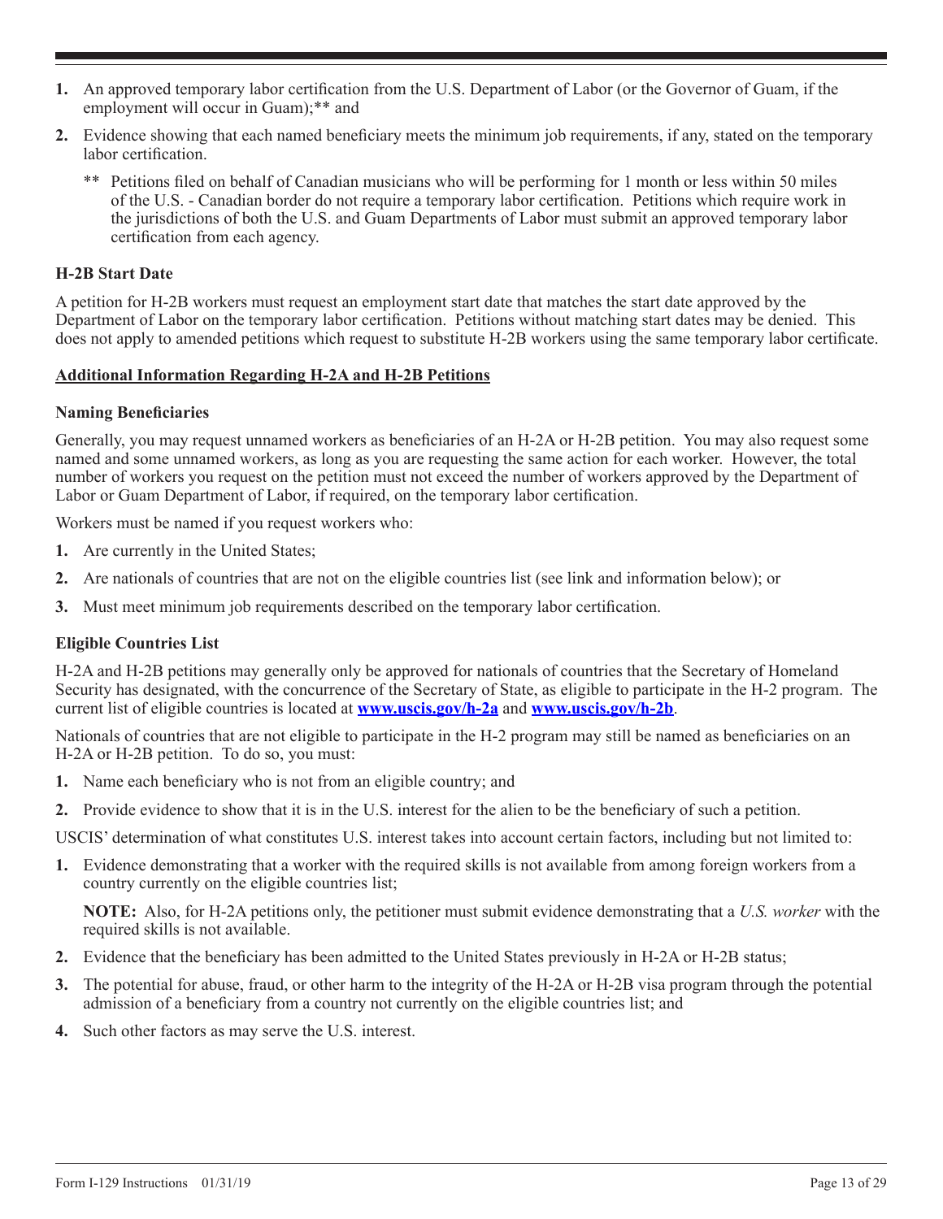1. An approved temporary labor certification from the U.S. Department of Labor (or the Governor of Guam, if the employment will occur in Guam);** and

2. Evidence showing that each named beneficiary meets the minimum job requirements, if any, stated on the temporary labor certification.

   ** Petitions filed on behalf of Canadian musicians who will be performing for 1 month or less within 50 miles of the U.S. - Canadian border do not require a temporary labor certification. Petitions which require work in the jurisdictions of both the U.S. and Guam Departments of Labor must submit an approved temporary labor certification from each agency.

### H-2B Start Date

A petition for H-2B workers must request an employment start date that matches the start date approved by the Department of Labor on the temporary labor certification. Petitions without matching start dates may be denied. This does not apply to amended petitions which request to substitute H-2B workers using the same temporary labor certificate.

## Additional Information Regarding H-2A and H-2B Petitions

### Naming Beneficiaries

Generally, you may request unnamed workers as beneficiaries of an H-2A or H-2B petition. You may also request some named and some unnamed workers, as long as you are requesting the same action for each worker. However, the total number of workers you request on the petition must not exceed the number of workers approved by the Department of Labor or Guam Department of Labor, if required, on the temporary labor certification.

Workers must be named if you request workers who:

1. Are currently in the United States;
2. Are nationals of countries that are not on the eligible countries list (see link and information below); or
3. Must meet minimum job requirements described on the temporary labor certification.

### Eligible Countries List

H-2A and H-2B petitions may generally only be approved for nationals of countries that the Secretary of Homeland Security has designated, with the concurrence of the Secretary of State, as eligible to participate in the H-2 program. The current list of eligible countries is located at **www.uscis.gov/h-2a** and **www.uscis.gov/h-2b**.

Nationals of countries that are not eligible to participate in the H-2 program may still be named as beneficiaries on an H-2A or H-2B petition. To do so, you must:

1. Name each beneficiary who is not from an eligible country; and
2. Provide evidence to show that it is in the U.S. interest for the alien to be the beneficiary of such a petition.

USCIS' determination of what constitutes U.S. interest takes into account certain factors, including but not limited to:

1. Evidence demonstrating that a worker with the required skills is not available from among foreign workers from a country currently on the eligible countries list;

   **NOTE:** Also, for H-2A petitions only, the petitioner must submit evidence demonstrating that a *U.S. worker* with the required skills is not available.

2. Evidence that the beneficiary has been admitted to the United States previously in H-2A or H-2B status;
3. The potential for abuse, fraud, or other harm to the integrity of the H-2A or H-2B visa program through the potential admission of a beneficiary from a country not currently on the eligible countries list; and
4. Such other factors as may serve the U.S. interest.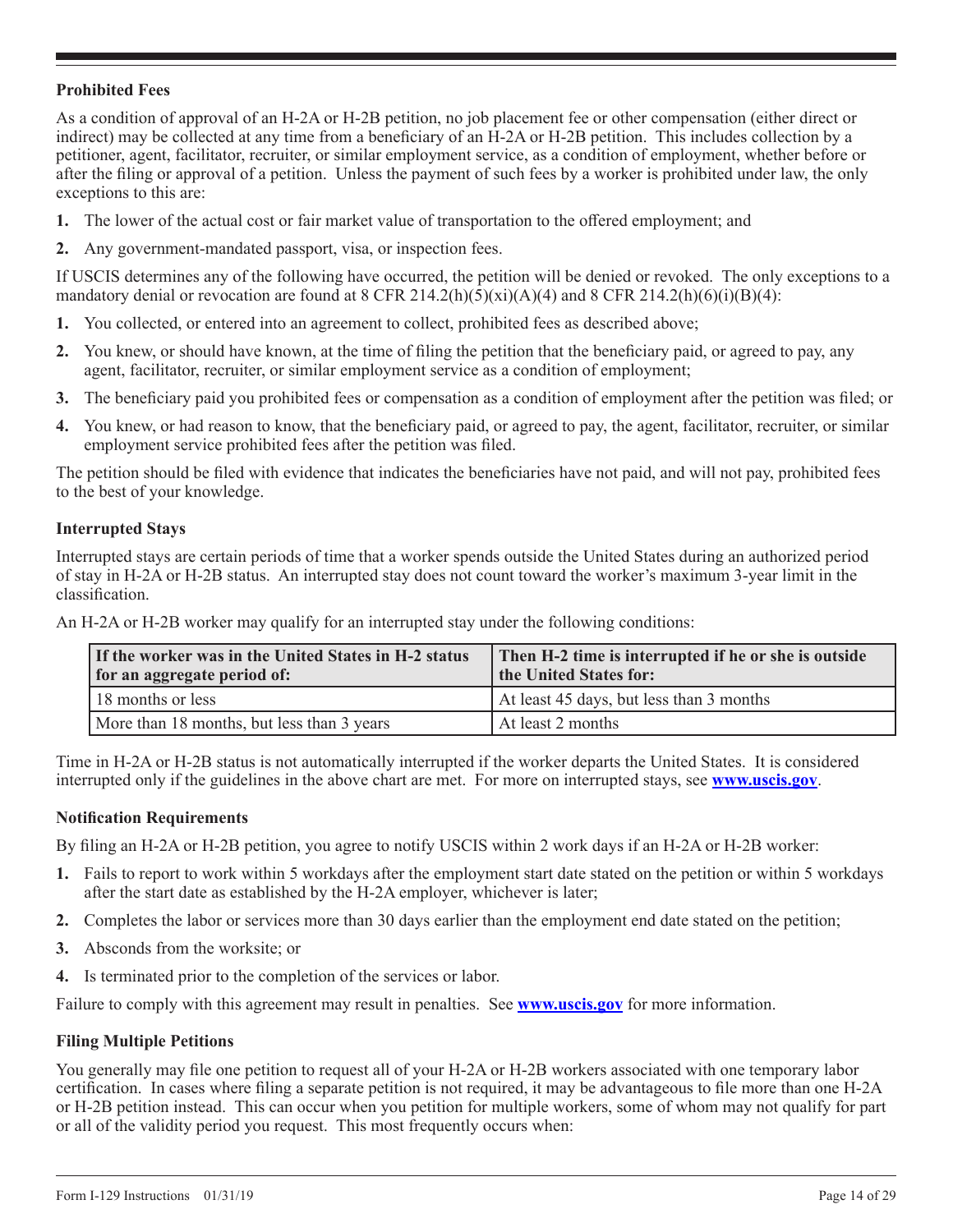### Prohibited Fees

As a condition of approval of an H-2A or H-2B petition, no job placement fee or other compensation (either direct or indirect) may be collected at any time from a beneficiary of an H-2A or H-2B petition. This includes collection by a petitioner, agent, facilitator, recruiter, or similar employment service, as a condition of employment, whether before or after the filing or approval of a petition. Unless the payment of such fees by a worker is prohibited under law, the only exceptions to this are:

1. The lower of the actual cost or fair market value of transportation to the offered employment; and
2. Any government-mandated passport, visa, or inspection fees.

If USCIS determines any of the following have occurred, the petition will be denied or revoked. The only exceptions to a mandatory denial or revocation are found at 8 CFR 214.2(h)(5)(xi)(A)(4) and 8 CFR 214.2(h)(6)(i)(B)(4):

1. You collected, or entered into an agreement to collect, prohibited fees as described above;
2. You knew, or should have known, at the time of filing the petition that the beneficiary paid, or agreed to pay, any agent, facilitator, recruiter, or similar employment service as a condition of employment;
3. The beneficiary paid you prohibited fees or compensation as a condition of employment after the petition was filed; or
4. You knew, or had reason to know, that the beneficiary paid, or agreed to pay, the agent, facilitator, recruiter, or similar employment service prohibited fees after the petition was filed.

The petition should be filed with evidence that indicates the beneficiaries have not paid, and will not pay, prohibited fees to the best of your knowledge.

### Interrupted Stays

Interrupted stays are certain periods of time that a worker spends outside the United States during an authorized period of stay in H-2A or H-2B status. An interrupted stay does not count toward the worker's maximum 3-year limit in the classification.

An H-2A or H-2B worker may qualify for an interrupted stay under the following conditions:

| If the worker was in the United States in H-2 status for an aggregate period of: | Then H-2 time is interrupted if he or she is outside the United States for: |
|---|---|
| 18 months or less | At least 45 days, but less than 3 months |
| More than 18 months, but less than 3 years | At least 2 months |

Time in H-2A or H-2B status is not automatically interrupted if the worker departs the United States. It is considered interrupted only if the guidelines in the above chart are met. For more on interrupted stays, see **www.uscis.gov**.

### Notification Requirements

By filing an H-2A or H-2B petition, you agree to notify USCIS within 2 work days if an H-2A or H-2B worker:

1. Fails to report to work within 5 workdays after the employment start date stated on the petition or within 5 workdays after the start date as established by the H-2A employer, whichever is later;
2. Completes the labor or services more than 30 days earlier than the employment end date stated on the petition;
3. Absconds from the worksite; or
4. Is terminated prior to the completion of the services or labor.

Failure to comply with this agreement may result in penalties. See **www.uscis.gov** for more information.

### Filing Multiple Petitions

You generally may file one petition to request all of your H-2A or H-2B workers associated with one temporary labor certification. In cases where filing a separate petition is not required, it may be advantageous to file more than one H-2A or H-2B petition instead. This can occur when you petition for multiple workers, some of whom may not qualify for part or all of the validity period you request. This most frequently occurs when: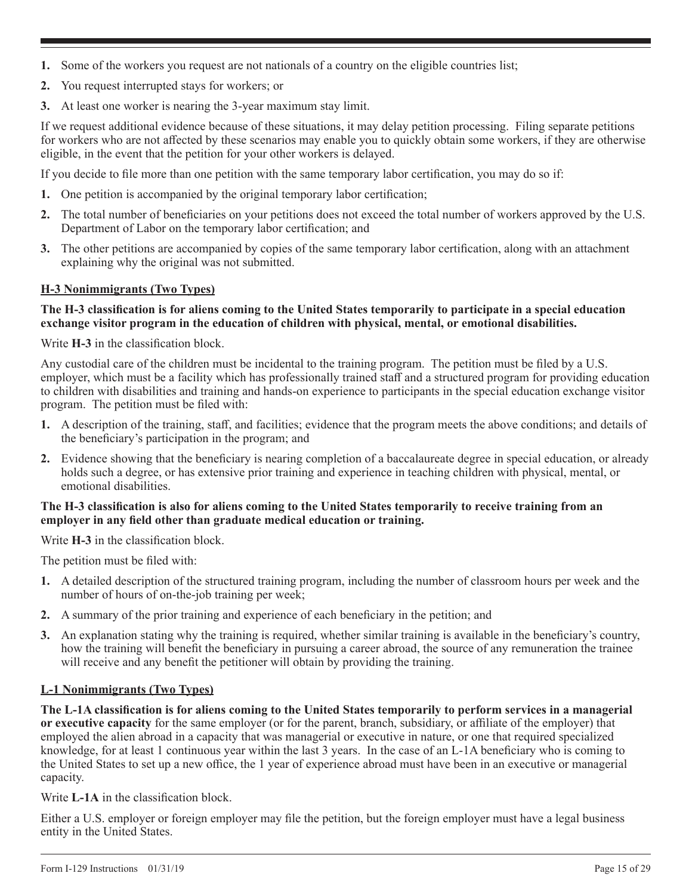1. Some of the workers you request are not nationals of a country on the eligible countries list;
2. You request interrupted stays for workers; or
3. At least one worker is nearing the 3-year maximum stay limit.

If we request additional evidence because of these situations, it may delay petition processing. Filing separate petitions for workers who are not affected by these scenarios may enable you to quickly obtain some workers, if they are otherwise eligible, in the event that the petition for your other workers is delayed.

If you decide to file more than one petition with the same temporary labor certification, you may do so if:

1. One petition is accompanied by the original temporary labor certification;
2. The total number of beneficiaries on your petitions does not exceed the total number of workers approved by the U.S. Department of Labor on the temporary labor certification; and
3. The other petitions are accompanied by copies of the same temporary labor certification, along with an attachment explaining why the original was not submitted.

## H-3 Nonimmigrants (Two Types)

**The H-3 classification is for aliens coming to the United States temporarily to participate in a special education exchange visitor program in the education of children with physical, mental, or emotional disabilities.**

Write **H-3** in the classification block.

Any custodial care of the children must be incidental to the training program. The petition must be filed by a U.S. employer, which must be a facility which has professionally trained staff and a structured program for providing education to children with disabilities and training and hands-on experience to participants in the special education exchange visitor program. The petition must be filed with:

1. A description of the training, staff, and facilities; evidence that the program meets the above conditions; and details of the beneficiary's participation in the program; and
2. Evidence showing that the beneficiary is nearing completion of a baccalaureate degree in special education, or already holds such a degree, or has extensive prior training and experience in teaching children with physical, mental, or emotional disabilities.

**The H-3 classification is also for aliens coming to the United States temporarily to receive training from an employer in any field other than graduate medical education or training.**

Write **H-3** in the classification block.

The petition must be filed with:

1. A detailed description of the structured training program, including the number of classroom hours per week and the number of hours of on-the-job training per week;
2. A summary of the prior training and experience of each beneficiary in the petition; and
3. An explanation stating why the training is required, whether similar training is available in the beneficiary's country, how the training will benefit the beneficiary in pursuing a career abroad, the source of any remuneration the trainee will receive and any benefit the petitioner will obtain by providing the training.

## L-1 Nonimmigrants (Two Types)

**The L-1A classification is for aliens coming to the United States temporarily to perform services in a managerial or executive capacity** for the same employer (or for the parent, branch, subsidiary, or affiliate of the employer) that employed the alien abroad in a capacity that was managerial or executive in nature, or one that required specialized knowledge, for at least 1 continuous year within the last 3 years. In the case of an L-1A beneficiary who is coming to the United States to set up a new office, the 1 year of experience abroad must have been in an executive or managerial capacity.

Write **L-1A** in the classification block.

Either a U.S. employer or foreign employer may file the petition, but the foreign employer must have a legal business entity in the United States.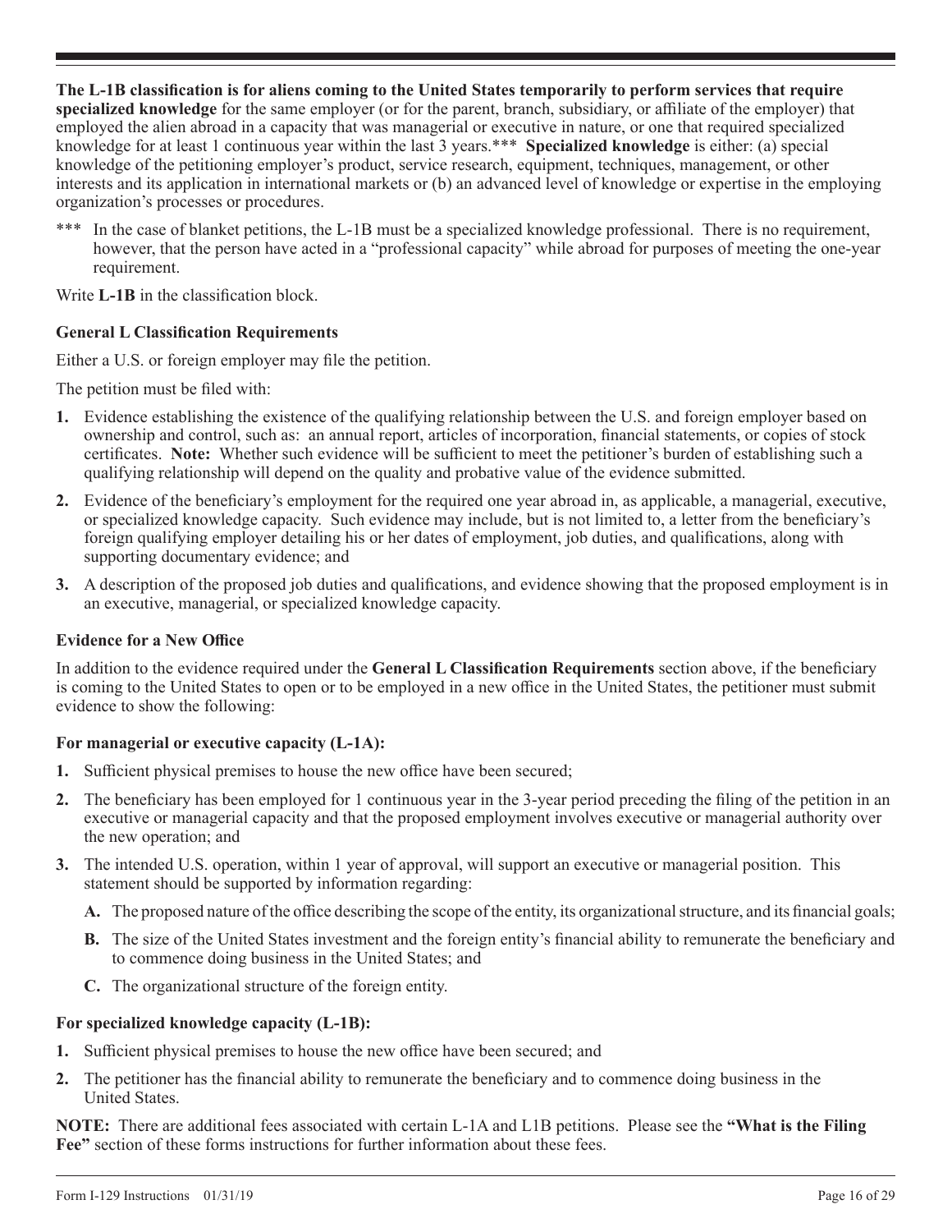**The L-1B classification is for aliens coming to the United States temporarily to perform services that require specialized knowledge** for the same employer (or for the parent, branch, subsidiary, or affiliate of the employer) that employed the alien abroad in a capacity that was managerial or executive in nature, or one that required specialized knowledge for at least 1 continuous year within the last 3 years.*** **Specialized knowledge** is either: (a) special knowledge of the petitioning employer's product, service research, equipment, techniques, management, or other interests and its application in international markets or (b) an advanced level of knowledge or expertise in the employing organization's processes or procedures.

*** In the case of blanket petitions, the L-1B must be a specialized knowledge professional. There is no requirement, however, that the person have acted in a "professional capacity" while abroad for purposes of meeting the one-year requirement.

Write **L-1B** in the classification block.

**General L Classification Requirements**

Either a U.S. or foreign employer may file the petition.

The petition must be filed with:

1. Evidence establishing the existence of the qualifying relationship between the U.S. and foreign employer based on ownership and control, such as: an annual report, articles of incorporation, financial statements, or copies of stock certificates. **Note:** Whether such evidence will be sufficient to meet the petitioner's burden of establishing such a qualifying relationship will depend on the quality and probative value of the evidence submitted.
2. Evidence of the beneficiary's employment for the required one year abroad in, as applicable, a managerial, executive, or specialized knowledge capacity. Such evidence may include, but is not limited to, a letter from the beneficiary's foreign qualifying employer detailing his or her dates of employment, job duties, and qualifications, along with supporting documentary evidence; and
3. A description of the proposed job duties and qualifications, and evidence showing that the proposed employment is in an executive, managerial, or specialized knowledge capacity.

**Evidence for a New Office**

In addition to the evidence required under the **General L Classification Requirements** section above, if the beneficiary is coming to the United States to open or to be employed in a new office in the United States, the petitioner must submit evidence to show the following:

**For managerial or executive capacity (L-1A):**

1. Sufficient physical premises to house the new office have been secured;
2. The beneficiary has been employed for 1 continuous year in the 3-year period preceding the filing of the petition in an executive or managerial capacity and that the proposed employment involves executive or managerial authority over the new operation; and
3. The intended U.S. operation, within 1 year of approval, will support an executive or managerial position. This statement should be supported by information regarding:
   - **A.** The proposed nature of the office describing the scope of the entity, its organizational structure, and its financial goals;
   - **B.** The size of the United States investment and the foreign entity's financial ability to remunerate the beneficiary and to commence doing business in the United States; and
   - **C.** The organizational structure of the foreign entity.

**For specialized knowledge capacity (L-1B):**

1. Sufficient physical premises to house the new office have been secured; and
2. The petitioner has the financial ability to remunerate the beneficiary and to commence doing business in the United States.

**NOTE:** There are additional fees associated with certain L-1A and L1B petitions. Please see the **"What is the Filing Fee"** section of these forms instructions for further information about these fees.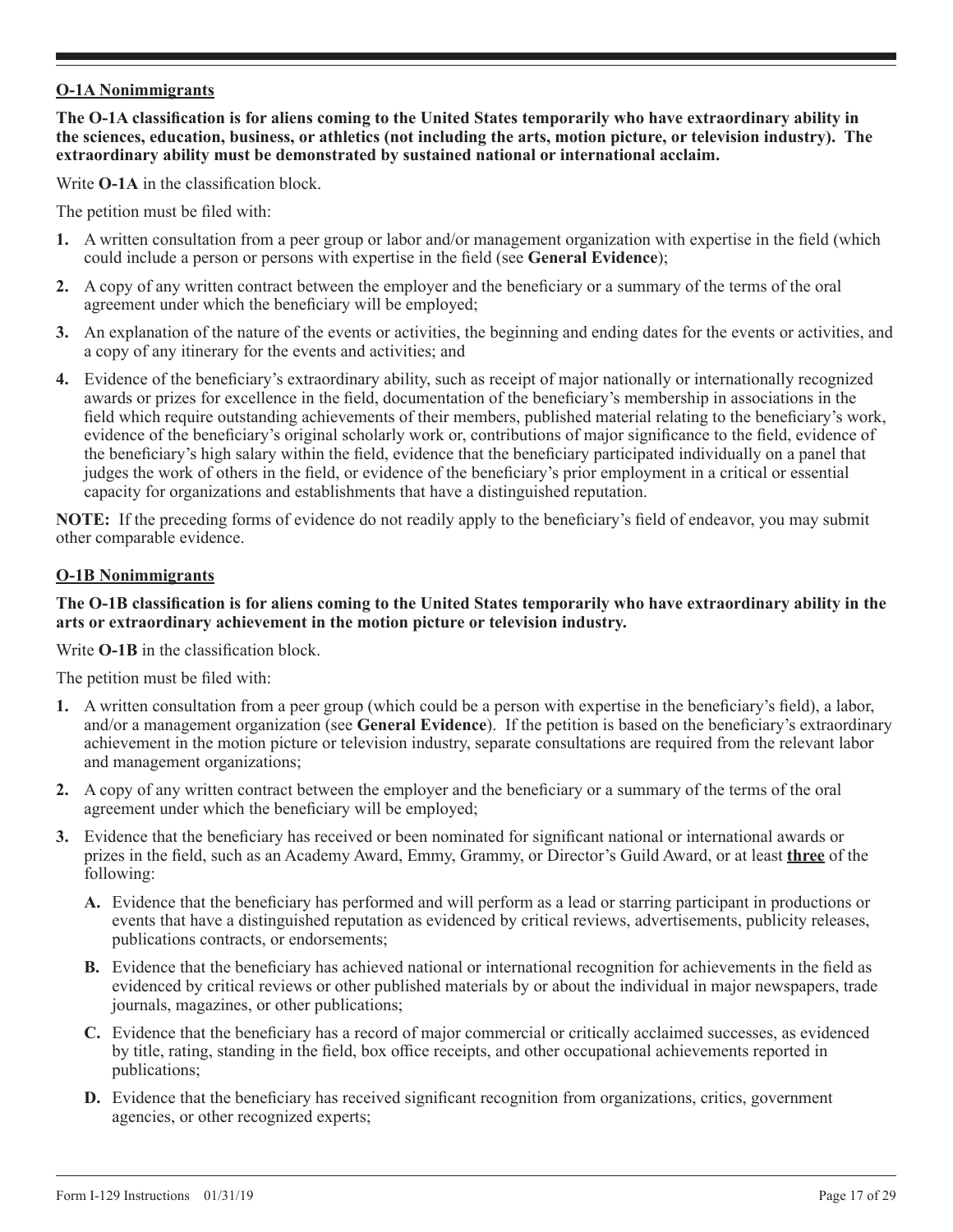## O-1A Nonimmigrants

**The O-1A classification is for aliens coming to the United States temporarily who have extraordinary ability in the sciences, education, business, or athletics (not including the arts, motion picture, or television industry). The extraordinary ability must be demonstrated by sustained national or international acclaim.**

Write **O-1A** in the classification block.

The petition must be filed with:

1. A written consultation from a peer group or labor and/or management organization with expertise in the field (which could include a person or persons with expertise in the field (see **General Evidence**);
2. A copy of any written contract between the employer and the beneficiary or a summary of the terms of the oral agreement under which the beneficiary will be employed;
3. An explanation of the nature of the events or activities, the beginning and ending dates for the events or activities, and a copy of any itinerary for the events and activities; and
4. Evidence of the beneficiary's extraordinary ability, such as receipt of major nationally or internationally recognized awards or prizes for excellence in the field, documentation of the beneficiary's membership in associations in the field which require outstanding achievements of their members, published material relating to the beneficiary's work, evidence of the beneficiary's original scholarly work or, contributions of major significance to the field, evidence of the beneficiary's high salary within the field, evidence that the beneficiary participated individually on a panel that judges the work of others in the field, or evidence of the beneficiary's prior employment in a critical or essential capacity for organizations and establishments that have a distinguished reputation.

**NOTE:** If the preceding forms of evidence do not readily apply to the beneficiary's field of endeavor, you may submit other comparable evidence.

## O-1B Nonimmigrants

**The O-1B classification is for aliens coming to the United States temporarily who have extraordinary ability in the arts or extraordinary achievement in the motion picture or television industry.**

Write **O-1B** in the classification block.

The petition must be filed with:

1. A written consultation from a peer group (which could be a person with expertise in the beneficiary's field), a labor, and/or a management organization (see **General Evidence**). If the petition is based on the beneficiary's extraordinary achievement in the motion picture or television industry, separate consultations are required from the relevant labor and management organizations;
2. A copy of any written contract between the employer and the beneficiary or a summary of the terms of the oral agreement under which the beneficiary will be employed;
3. Evidence that the beneficiary has received or been nominated for significant national or international awards or prizes in the field, such as an Academy Award, Emmy, Grammy, or Director's Guild Award, or at least **three** of the following:
   - **A.** Evidence that the beneficiary has performed and will perform as a lead or starring participant in productions or events that have a distinguished reputation as evidenced by critical reviews, advertisements, publicity releases, publications contracts, or endorsements;
   - **B.** Evidence that the beneficiary has achieved national or international recognition for achievements in the field as evidenced by critical reviews or other published materials by or about the individual in major newspapers, trade journals, magazines, or other publications;
   - **C.** Evidence that the beneficiary has a record of major commercial or critically acclaimed successes, as evidenced by title, rating, standing in the field, box office receipts, and other occupational achievements reported in publications;
   - **D.** Evidence that the beneficiary has received significant recognition from organizations, critics, government agencies, or other recognized experts;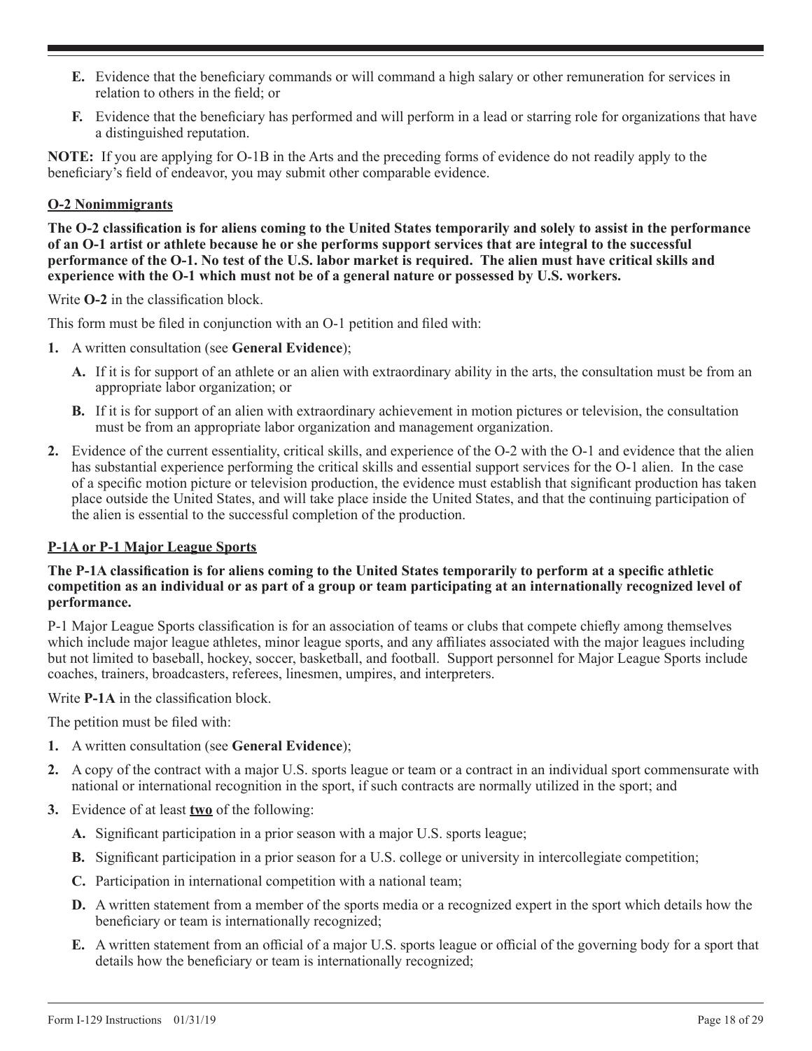**E.** Evidence that the beneficiary commands or will command a high salary or other remuneration for services in relation to others in the field; or

**F.** Evidence that the beneficiary has performed and will perform in a lead or starring role for organizations that have a distinguished reputation.

**NOTE:** If you are applying for O-1B in the Arts and the preceding forms of evidence do not readily apply to the beneficiary's field of endeavor, you may submit other comparable evidence.

### O-2 Nonimmigrants

**The O-2 classification is for aliens coming to the United States temporarily and solely to assist in the performance of an O-1 artist or athlete because he or she performs support services that are integral to the successful performance of the O-1. No test of the U.S. labor market is required. The alien must have critical skills and experience with the O-1 which must not be of a general nature or possessed by U.S. workers.**

Write **O-2** in the classification block.

This form must be filed in conjunction with an O-1 petition and filed with:

**1.** A written consultation (see **General Evidence**);

  **A.** If it is for support of an athlete or an alien with extraordinary ability in the arts, the consultation must be from an appropriate labor organization; or

  **B.** If it is for support of an alien with extraordinary achievement in motion pictures or television, the consultation must be from an appropriate labor organization and management organization.

**2.** Evidence of the current essentiality, critical skills, and experience of the O-2 with the O-1 and evidence that the alien has substantial experience performing the critical skills and essential support services for the O-1 alien. In the case of a specific motion picture or television production, the evidence must establish that significant production has taken place outside the United States, and will take place inside the United States, and that the continuing participation of the alien is essential to the successful completion of the production.

### P-1A or P-1 Major League Sports

**The P-1A classification is for aliens coming to the United States temporarily to perform at a specific athletic competition as an individual or as part of a group or team participating at an internationally recognized level of performance.**

P-1 Major League Sports classification is for an association of teams or clubs that compete chiefly among themselves which include major league athletes, minor league sports, and any affiliates associated with the major leagues including but not limited to baseball, hockey, soccer, basketball, and football. Support personnel for Major League Sports include coaches, trainers, broadcasters, referees, linesmen, umpires, and interpreters.

Write **P-1A** in the classification block.

The petition must be filed with:

**1.** A written consultation (see **General Evidence**);

**2.** A copy of the contract with a major U.S. sports league or team or a contract in an individual sport commensurate with national or international recognition in the sport, if such contracts are normally utilized in the sport; and

**3.** Evidence of at least **two** of the following:

  **A.** Significant participation in a prior season with a major U.S. sports league;

  **B.** Significant participation in a prior season for a U.S. college or university in intercollegiate competition;

  **C.** Participation in international competition with a national team;

  **D.** A written statement from a member of the sports media or a recognized expert in the sport which details how the beneficiary or team is internationally recognized;

  **E.** A written statement from an official of a major U.S. sports league or official of the governing body for a sport that details how the beneficiary or team is internationally recognized;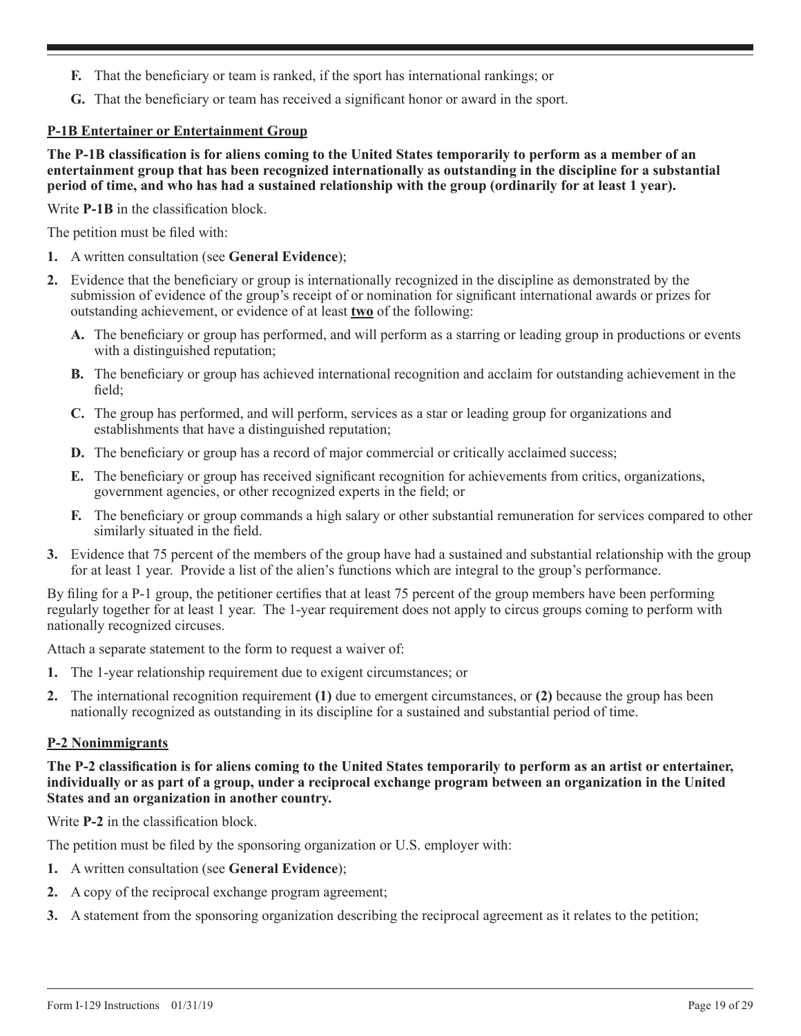**F.** That the beneficiary or team is ranked, if the sport has international rankings; or

**G.** That the beneficiary or team has received a significant honor or award in the sport.

### P-1B Entertainer or Entertainment Group

**The P-1B classification is for aliens coming to the United States temporarily to perform as a member of an entertainment group that has been recognized internationally as outstanding in the discipline for a substantial period of time, and who has had a sustained relationship with the group (ordinarily for at least 1 year).**

Write **P-1B** in the classification block.

The petition must be filed with:

1. A written consultation (see **General Evidence**);
2. Evidence that the beneficiary or group is internationally recognized in the discipline as demonstrated by the submission of evidence of the group's receipt of or nomination for significant international awards or prizes for outstanding achievement, or evidence of at least **two** of the following:
   - **A.** The beneficiary or group has performed, and will perform as a starring or leading group in productions or events with a distinguished reputation;
   - **B.** The beneficiary or group has achieved international recognition and acclaim for outstanding achievement in the field;
   - **C.** The group has performed, and will perform, services as a star or leading group for organizations and establishments that have a distinguished reputation;
   - **D.** The beneficiary or group has a record of major commercial or critically acclaimed success;
   - **E.** The beneficiary or group has received significant recognition for achievements from critics, organizations, government agencies, or other recognized experts in the field; or
   - **F.** The beneficiary or group commands a high salary or other substantial remuneration for services compared to other similarly situated in the field.
3. Evidence that 75 percent of the members of the group have had a sustained and substantial relationship with the group for at least 1 year. Provide a list of the alien's functions which are integral to the group's performance.

By filing for a P-1 group, the petitioner certifies that at least 75 percent of the group members have been performing regularly together for at least 1 year. The 1-year requirement does not apply to circus groups coming to perform with nationally recognized circuses.

Attach a separate statement to the form to request a waiver of:

1. The 1-year relationship requirement due to exigent circumstances; or
2. The international recognition requirement **(1)** due to emergent circumstances, or **(2)** because the group has been nationally recognized as outstanding in its discipline for a sustained and substantial period of time.

### P-2 Nonimmigrants

**The P-2 classification is for aliens coming to the United States temporarily to perform as an artist or entertainer, individually or as part of a group, under a reciprocal exchange program between an organization in the United States and an organization in another country.**

Write **P-2** in the classification block.

The petition must be filed by the sponsoring organization or U.S. employer with:

1. A written consultation (see **General Evidence**);
2. A copy of the reciprocal exchange program agreement;
3. A statement from the sponsoring organization describing the reciprocal agreement as it relates to the petition;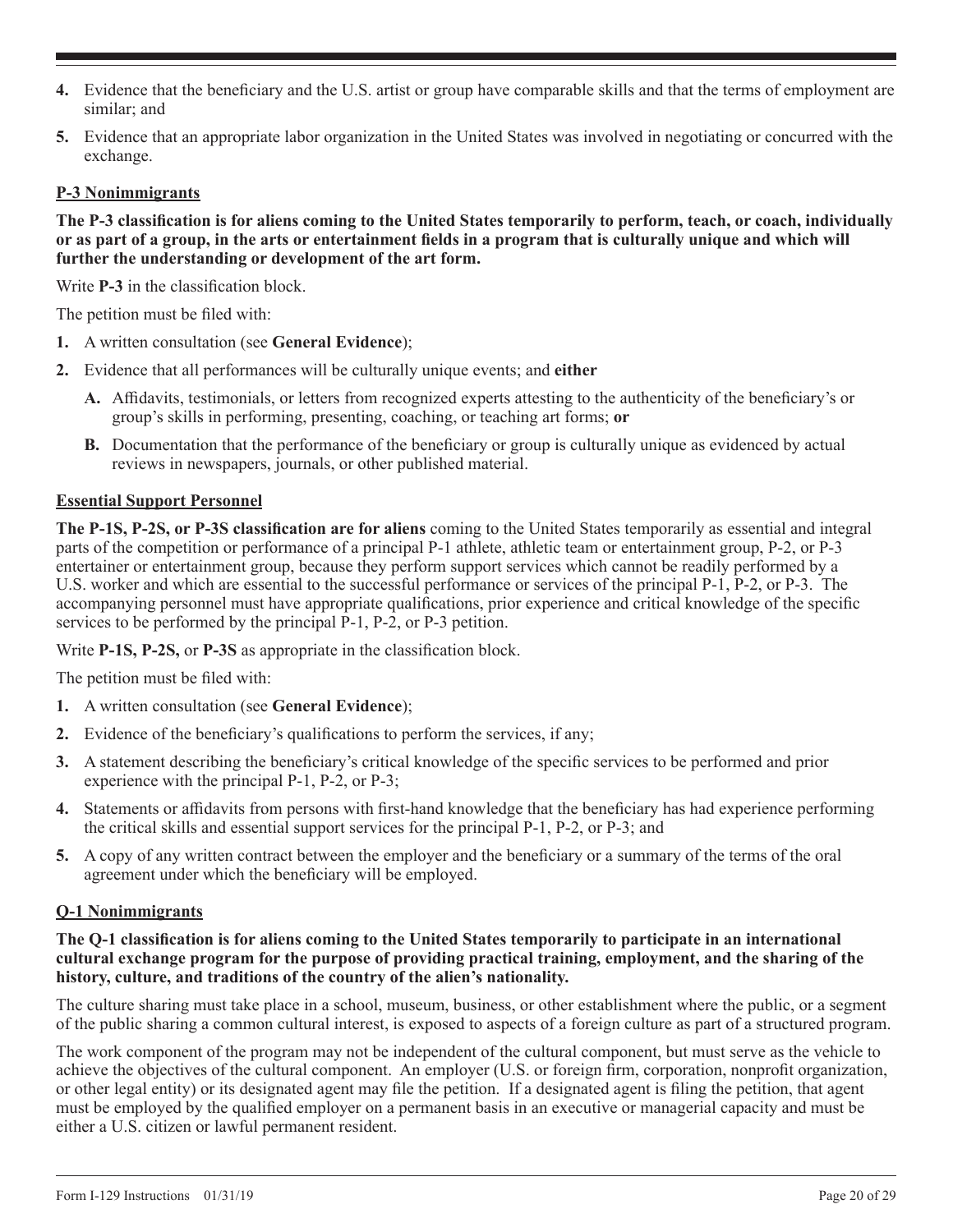4. Evidence that the beneficiary and the U.S. artist or group have comparable skills and that the terms of employment are similar; and

5. Evidence that an appropriate labor organization in the United States was involved in negotiating or concurred with the exchange.

### P-3 Nonimmigrants

**The P-3 classification is for aliens coming to the United States temporarily to perform, teach, or coach, individually or as part of a group, in the arts or entertainment fields in a program that is culturally unique and which will further the understanding or development of the art form.**

Write **P-3** in the classification block.

The petition must be filed with:

1. A written consultation (see **General Evidence**);

2. Evidence that all performances will be culturally unique events; and **either**

   **A.** Affidavits, testimonials, or letters from recognized experts attesting to the authenticity of the beneficiary's or group's skills in performing, presenting, coaching, or teaching art forms; **or**

   **B.** Documentation that the performance of the beneficiary or group is culturally unique as evidenced by actual reviews in newspapers, journals, or other published material.

### Essential Support Personnel

**The P-1S, P-2S, or P-3S classification are for aliens** coming to the United States temporarily as essential and integral parts of the competition or performance of a principal P-1 athlete, athletic team or entertainment group, P-2, or P-3 entertainer or entertainment group, because they perform support services which cannot be readily performed by a U.S. worker and which are essential to the successful performance or services of the principal P-1, P-2, or P-3. The accompanying personnel must have appropriate qualifications, prior experience and critical knowledge of the specific services to be performed by the principal P-1, P-2, or P-3 petition.

Write **P-1S, P-2S,** or **P-3S** as appropriate in the classification block.

The petition must be filed with:

1. A written consultation (see **General Evidence**);

2. Evidence of the beneficiary's qualifications to perform the services, if any;

3. A statement describing the beneficiary's critical knowledge of the specific services to be performed and prior experience with the principal P-1, P-2, or P-3;

4. Statements or affidavits from persons with first-hand knowledge that the beneficiary has had experience performing the critical skills and essential support services for the principal P-1, P-2, or P-3; and

5. A copy of any written contract between the employer and the beneficiary or a summary of the terms of the oral agreement under which the beneficiary will be employed.

### Q-1 Nonimmigrants

**The Q-1 classification is for aliens coming to the United States temporarily to participate in an international cultural exchange program for the purpose of providing practical training, employment, and the sharing of the history, culture, and traditions of the country of the alien's nationality.**

The culture sharing must take place in a school, museum, business, or other establishment where the public, or a segment of the public sharing a common cultural interest, is exposed to aspects of a foreign culture as part of a structured program.

The work component of the program may not be independent of the cultural component, but must serve as the vehicle to achieve the objectives of the cultural component. An employer (U.S. or foreign firm, corporation, nonprofit organization, or other legal entity) or its designated agent may file the petition. If a designated agent is filing the petition, that agent must be employed by the qualified employer on a permanent basis in an executive or managerial capacity and must be either a U.S. citizen or lawful permanent resident.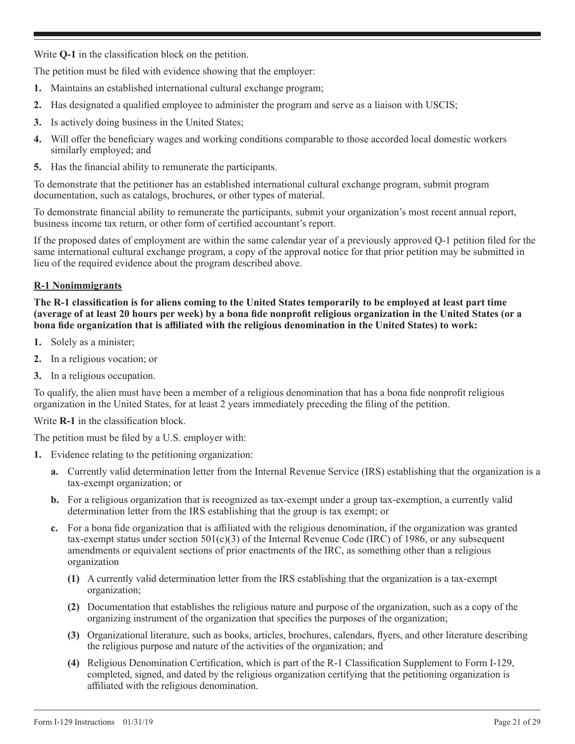Write **Q-1** in the classification block on the petition.

The petition must be filed with evidence showing that the employer:

1. Maintains an established international cultural exchange program;
2. Has designated a qualified employee to administer the program and serve as a liaison with USCIS;
3. Is actively doing business in the United States;
4. Will offer the beneficiary wages and working conditions comparable to those accorded local domestic workers similarly employed; and
5. Has the financial ability to remunerate the participants.

To demonstrate that the petitioner has an established international cultural exchange program, submit program documentation, such as catalogs, brochures, or other types of material.

To demonstrate financial ability to remunerate the participants, submit your organization's most recent annual report, business income tax return, or other form of certified accountant's report.

If the proposed dates of employment are within the same calendar year of a previously approved Q-1 petition filed for the same international cultural exchange program, a copy of the approval notice for that prior petition may be submitted in lieu of the required evidence about the program described above.

## R-1 Nonimmigrants

**The R-1 classification is for aliens coming to the United States temporarily to be employed at least part time (average of at least 20 hours per week) by a bona fide nonprofit religious organization in the United States (or a bona fide organization that is affiliated with the religious denomination in the United States) to work:**

1. Solely as a minister;
2. In a religious vocation; or
3. In a religious occupation.

To qualify, the alien must have been a member of a religious denomination that has a bona fide nonprofit religious organization in the United States, for at least 2 years immediately preceding the filing of the petition.

Write **R-1** in the classification block.

The petition must be filed by a U.S. employer with:

1. Evidence relating to the petitioning organization:
   - **a.** Currently valid determination letter from the Internal Revenue Service (IRS) establishing that the organization is a tax-exempt organization; or
   - **b.** For a religious organization that is recognized as tax-exempt under a group tax-exemption, a currently valid determination letter from the IRS establishing that the group is tax exempt; or
   - **c.** For a bona fide organization that is affiliated with the religious denomination, if the organization was granted tax-exempt status under section 501(c)(3) of the Internal Revenue Code (IRC) of 1986, or any subsequent amendments or equivalent sections of prior enactments of the IRC, as something other than a religious organization
     - **(1)** A currently valid determination letter from the IRS establishing that the organization is a tax-exempt organization;
     - **(2)** Documentation that establishes the religious nature and purpose of the organization, such as a copy of the organizing instrument of the organization that specifies the purposes of the organization;
     - **(3)** Organizational literature, such as books, articles, brochures, calendars, flyers, and other literature describing the religious purpose and nature of the activities of the organization; and
     - **(4)** Religious Denomination Certification, which is part of the R-1 Classification Supplement to Form I-129, completed, signed, and dated by the religious organization certifying that the petitioning organization is affiliated with the religious denomination.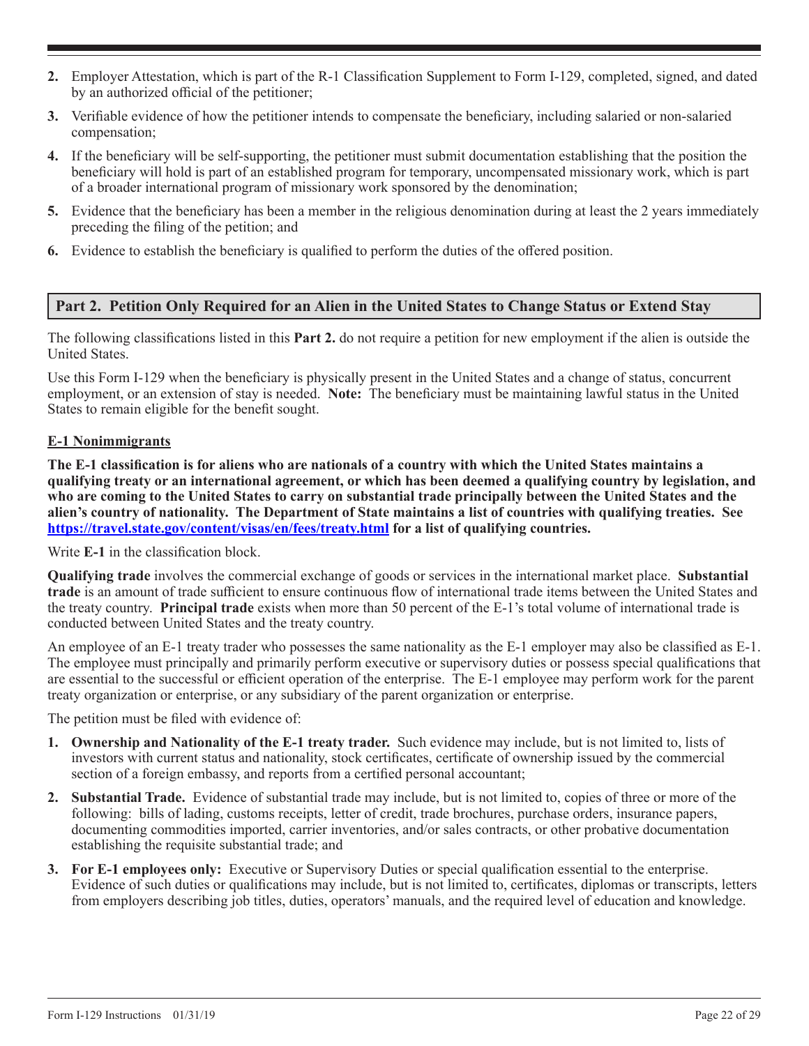2. Employer Attestation, which is part of the R-1 Classification Supplement to Form I-129, completed, signed, and dated by an authorized official of the petitioner;
3. Verifiable evidence of how the petitioner intends to compensate the beneficiary, including salaried or non-salaried compensation;
4. If the beneficiary will be self-supporting, the petitioner must submit documentation establishing that the position the beneficiary will hold is part of an established program for temporary, uncompensated missionary work, which is part of a broader international program of missionary work sponsored by the denomination;
5. Evidence that the beneficiary has been a member in the religious denomination during at least the 2 years immediately preceding the filing of the petition; and
6. Evidence to establish the beneficiary is qualified to perform the duties of the offered position.

## Part 2. Petition Only Required for an Alien in the United States to Change Status or Extend Stay

The following classifications listed in this **Part 2.** do not require a petition for new employment if the alien is outside the United States.

Use this Form I-129 when the beneficiary is physically present in the United States and a change of status, concurrent employment, or an extension of stay is needed. **Note:** The beneficiary must be maintaining lawful status in the United States to remain eligible for the benefit sought.

### E-1 Nonimmigrants

**The E-1 classification is for aliens who are nationals of a country with which the United States maintains a qualifying treaty or an international agreement, or which has been deemed a qualifying country by legislation, and who are coming to the United States to carry on substantial trade principally between the United States and the alien's country of nationality. The Department of State maintains a list of countries with qualifying treaties. See [https://travel.state.gov/content/visas/en/fees/treaty.html](https://travel.state.gov/content/visas/en/fees/treaty.html) for a list of qualifying countries.**

Write **E-1** in the classification block.

**Qualifying trade** involves the commercial exchange of goods or services in the international market place. **Substantial trade** is an amount of trade sufficient to ensure continuous flow of international trade items between the United States and the treaty country. **Principal trade** exists when more than 50 percent of the E-1's total volume of international trade is conducted between United States and the treaty country.

An employee of an E-1 treaty trader who possesses the same nationality as the E-1 employer may also be classified as E-1. The employee must principally and primarily perform executive or supervisory duties or possess special qualifications that are essential to the successful or efficient operation of the enterprise. The E-1 employee may perform work for the parent treaty organization or enterprise, or any subsidiary of the parent organization or enterprise.

The petition must be filed with evidence of:

1. **Ownership and Nationality of the E-1 treaty trader.** Such evidence may include, but is not limited to, lists of investors with current status and nationality, stock certificates, certificate of ownership issued by the commercial section of a foreign embassy, and reports from a certified personal accountant;
2. **Substantial Trade.** Evidence of substantial trade may include, but is not limited to, copies of three or more of the following: bills of lading, customs receipts, letter of credit, trade brochures, purchase orders, insurance papers, documenting commodities imported, carrier inventories, and/or sales contracts, or other probative documentation establishing the requisite substantial trade; and
3. **For E-1 employees only:** Executive or Supervisory Duties or special qualification essential to the enterprise. Evidence of such duties or qualifications may include, but is not limited to, certificates, diplomas or transcripts, letters from employers describing job titles, duties, operators' manuals, and the required level of education and knowledge.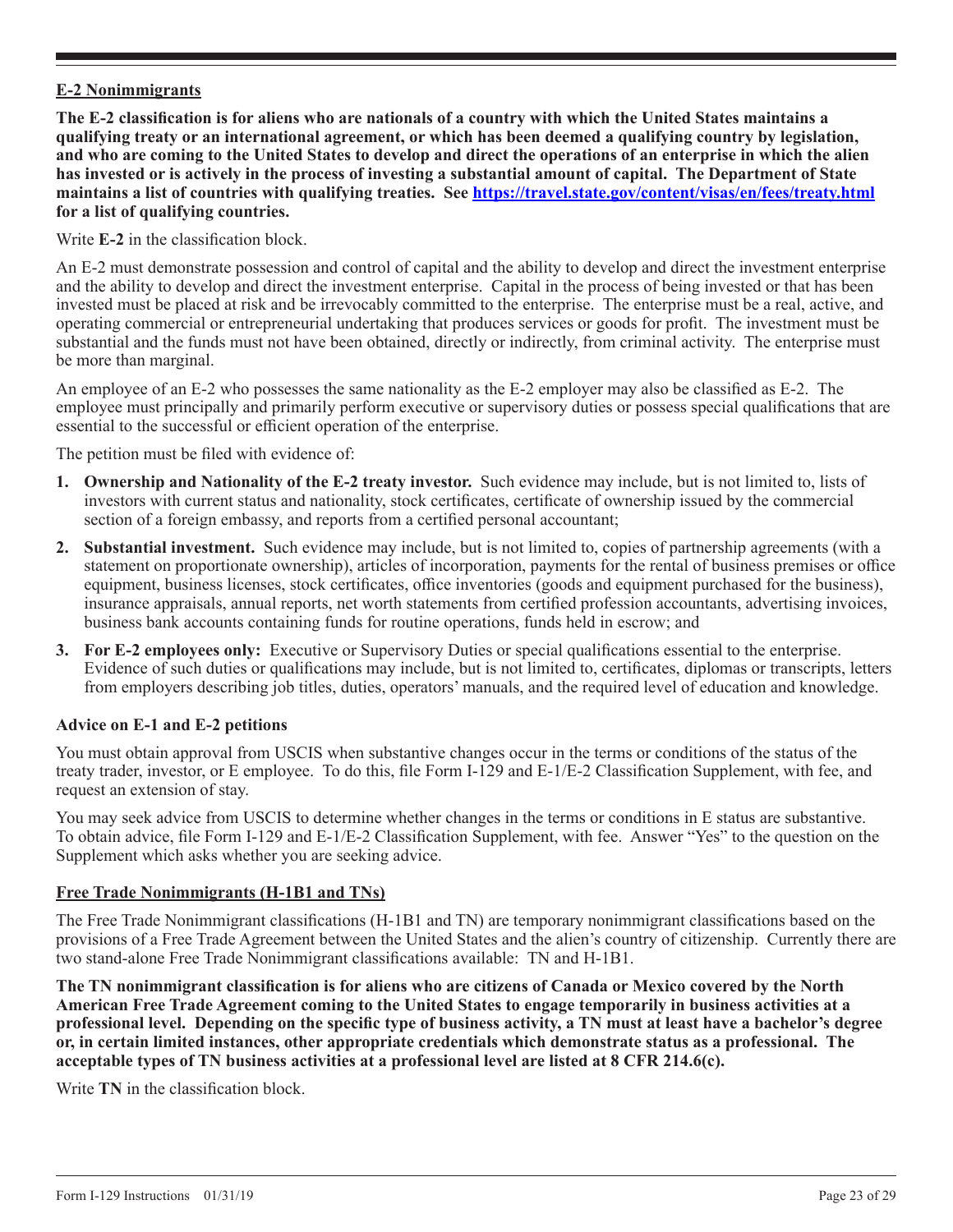## E-2 Nonimmigrants

**The E-2 classification is for aliens who are nationals of a country with which the United States maintains a qualifying treaty or an international agreement, or which has been deemed a qualifying country by legislation, and who are coming to the United States to develop and direct the operations of an enterprise in which the alien has invested or is actively in the process of investing a substantial amount of capital. The Department of State maintains a list of countries with qualifying treaties. See https://travel.state.gov/content/visas/en/fees/treaty.html for a list of qualifying countries.**

Write **E-2** in the classification block.

An E-2 must demonstrate possession and control of capital and the ability to develop and direct the investment enterprise and the ability to develop and direct the investment enterprise. Capital in the process of being invested or that has been invested must be placed at risk and be irrevocably committed to the enterprise. The enterprise must be a real, active, and operating commercial or entrepreneurial undertaking that produces services or goods for profit. The investment must be substantial and the funds must not have been obtained, directly or indirectly, from criminal activity. The enterprise must be more than marginal.

An employee of an E-2 who possesses the same nationality as the E-2 employer may also be classified as E-2. The employee must principally and primarily perform executive or supervisory duties or possess special qualifications that are essential to the successful or efficient operation of the enterprise.

The petition must be filed with evidence of:

1. **Ownership and Nationality of the E-2 treaty investor.** Such evidence may include, but is not limited to, lists of investors with current status and nationality, stock certificates, certificate of ownership issued by the commercial section of a foreign embassy, and reports from a certified personal accountant;
2. **Substantial investment.** Such evidence may include, but is not limited to, copies of partnership agreements (with a statement on proportionate ownership), articles of incorporation, payments for the rental of business premises or office equipment, business licenses, stock certificates, office inventories (goods and equipment purchased for the business), insurance appraisals, annual reports, net worth statements from certified profession accountants, advertising invoices, business bank accounts containing funds for routine operations, funds held in escrow; and
3. **For E-2 employees only:** Executive or Supervisory Duties or special qualifications essential to the enterprise. Evidence of such duties or qualifications may include, but is not limited to, certificates, diplomas or transcripts, letters from employers describing job titles, duties, operators' manuals, and the required level of education and knowledge.

### Advice on E-1 and E-2 petitions

You must obtain approval from USCIS when substantive changes occur in the terms or conditions of the status of the treaty trader, investor, or E employee. To do this, file Form I-129 and E-1/E-2 Classification Supplement, with fee, and request an extension of stay.

You may seek advice from USCIS to determine whether changes in the terms or conditions in E status are substantive. To obtain advice, file Form I-129 and E-1/E-2 Classification Supplement, with fee. Answer "Yes" to the question on the Supplement which asks whether you are seeking advice.

## Free Trade Nonimmigrants (H-1B1 and TNs)

The Free Trade Nonimmigrant classifications (H-1B1 and TN) are temporary nonimmigrant classifications based on the provisions of a Free Trade Agreement between the United States and the alien's country of citizenship. Currently there are two stand-alone Free Trade Nonimmigrant classifications available: TN and H-1B1.

**The TN nonimmigrant classification is for aliens who are citizens of Canada or Mexico covered by the North American Free Trade Agreement coming to the United States to engage temporarily in business activities at a professional level. Depending on the specific type of business activity, a TN must at least have a bachelor's degree or, in certain limited instances, other appropriate credentials which demonstrate status as a professional. The acceptable types of TN business activities at a professional level are listed at 8 CFR 214.6(c).**

Write **TN** in the classification block.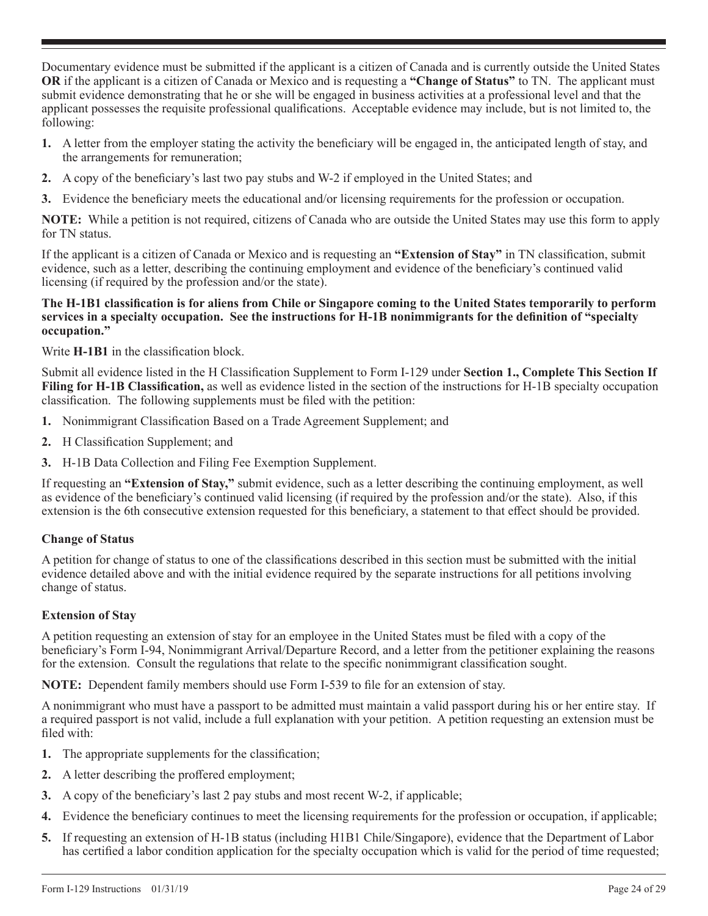Documentary evidence must be submitted if the applicant is a citizen of Canada and is currently outside the United States **OR** if the applicant is a citizen of Canada or Mexico and is requesting a **"Change of Status"** to TN. The applicant must submit evidence demonstrating that he or she will be engaged in business activities at a professional level and that the applicant possesses the requisite professional qualifications. Acceptable evidence may include, but is not limited to, the following:

1. A letter from the employer stating the activity the beneficiary will be engaged in, the anticipated length of stay, and the arrangements for remuneration;
2. A copy of the beneficiary's last two pay stubs and W-2 if employed in the United States; and
3. Evidence the beneficiary meets the educational and/or licensing requirements for the profession or occupation.

**NOTE:** While a petition is not required, citizens of Canada who are outside the United States may use this form to apply for TN status.

If the applicant is a citizen of Canada or Mexico and is requesting an **"Extension of Stay"** in TN classification, submit evidence, such as a letter, describing the continuing employment and evidence of the beneficiary's continued valid licensing (if required by the profession and/or the state).

**The H-1B1 classification is for aliens from Chile or Singapore coming to the United States temporarily to perform services in a specialty occupation. See the instructions for H-1B nonimmigrants for the definition of "specialty occupation."**

Write **H-1B1** in the classification block.

Submit all evidence listed in the H Classification Supplement to Form I-129 under **Section 1., Complete This Section If Filing for H-1B Classification,** as well as evidence listed in the section of the instructions for H-1B specialty occupation classification. The following supplements must be filed with the petition:

1. Nonimmigrant Classification Based on a Trade Agreement Supplement; and
2. H Classification Supplement; and
3. H-1B Data Collection and Filing Fee Exemption Supplement.

If requesting an **"Extension of Stay,"** submit evidence, such as a letter describing the continuing employment, as well as evidence of the beneficiary's continued valid licensing (if required by the profession and/or the state). Also, if this extension is the 6th consecutive extension requested for this beneficiary, a statement to that effect should be provided.

### Change of Status

A petition for change of status to one of the classifications described in this section must be submitted with the initial evidence detailed above and with the initial evidence required by the separate instructions for all petitions involving change of status.

### Extension of Stay

A petition requesting an extension of stay for an employee in the United States must be filed with a copy of the beneficiary's Form I-94, Nonimmigrant Arrival/Departure Record, and a letter from the petitioner explaining the reasons for the extension. Consult the regulations that relate to the specific nonimmigrant classification sought.

**NOTE:** Dependent family members should use Form I-539 to file for an extension of stay.

A nonimmigrant who must have a passport to be admitted must maintain a valid passport during his or her entire stay. If a required passport is not valid, include a full explanation with your petition. A petition requesting an extension must be filed with:

1. The appropriate supplements for the classification;
2. A letter describing the proffered employment;
3. A copy of the beneficiary's last 2 pay stubs and most recent W-2, if applicable;
4. Evidence the beneficiary continues to meet the licensing requirements for the profession or occupation, if applicable;
5. If requesting an extension of H-1B status (including H1B1 Chile/Singapore), evidence that the Department of Labor has certified a labor condition application for the specialty occupation which is valid for the period of time requested;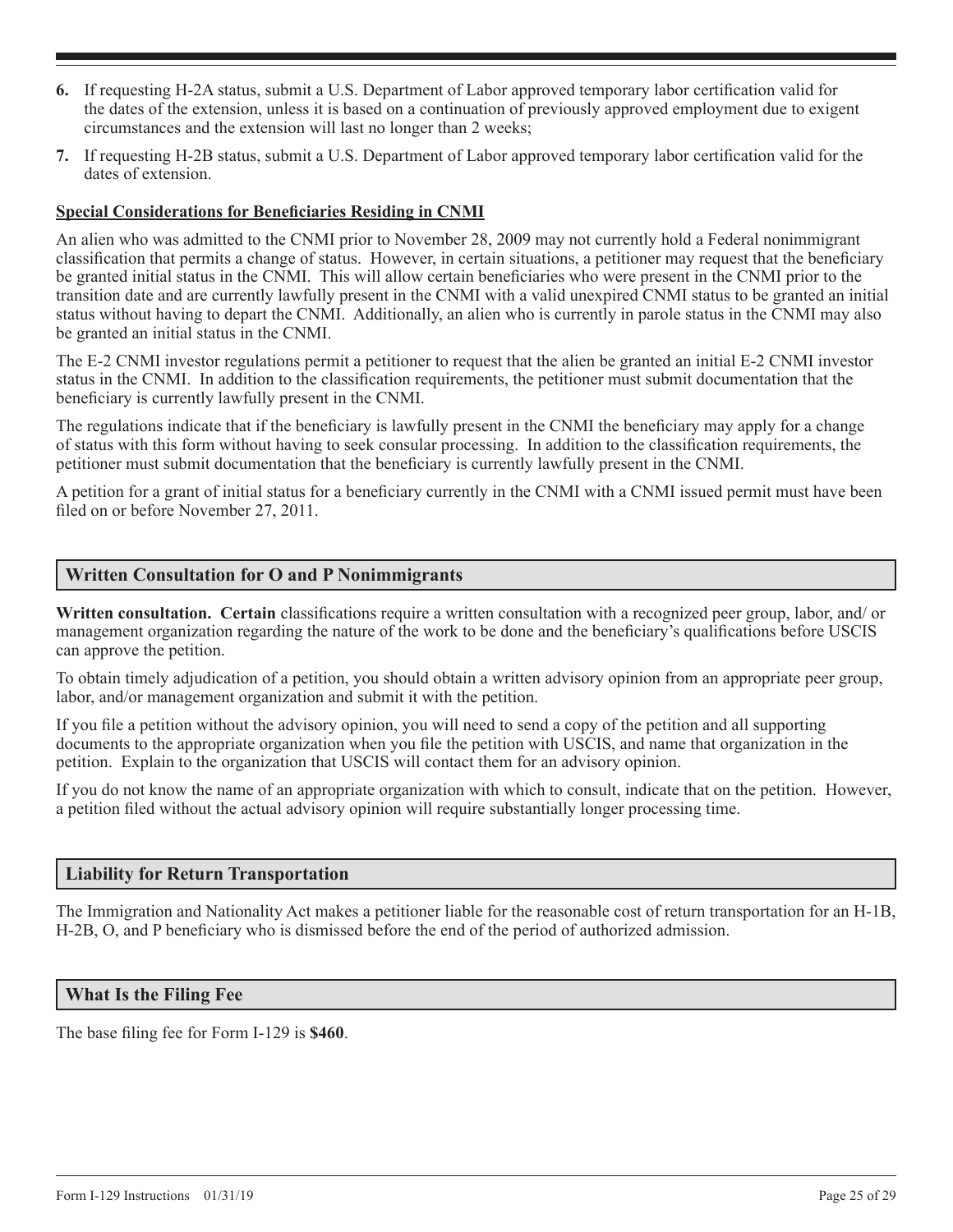6. If requesting H-2A status, submit a U.S. Department of Labor approved temporary labor certification valid for the dates of the extension, unless it is based on a continuation of previously approved employment due to exigent circumstances and the extension will last no longer than 2 weeks;

7. If requesting H-2B status, submit a U.S. Department of Labor approved temporary labor certification valid for the dates of extension.

**Special Considerations for Beneficiaries Residing in CNMI**

An alien who was admitted to the CNMI prior to November 28, 2009 may not currently hold a Federal nonimmigrant classification that permits a change of status. However, in certain situations, a petitioner may request that the beneficiary be granted initial status in the CNMI. This will allow certain beneficiaries who were present in the CNMI prior to the transition date and are currently lawfully present in the CNMI with a valid unexpired CNMI status to be granted an initial status without having to depart the CNMI. Additionally, an alien who is currently in parole status in the CNMI may also be granted an initial status in the CNMI.

The E-2 CNMI investor regulations permit a petitioner to request that the alien be granted an initial E-2 CNMI investor status in the CNMI. In addition to the classification requirements, the petitioner must submit documentation that the beneficiary is currently lawfully present in the CNMI.

The regulations indicate that if the beneficiary is lawfully present in the CNMI the beneficiary may apply for a change of status with this form without having to seek consular processing. In addition to the classification requirements, the petitioner must submit documentation that the beneficiary is currently lawfully present in the CNMI.

A petition for a grant of initial status for a beneficiary currently in the CNMI with a CNMI issued permit must have been filed on or before November 27, 2011.

## Written Consultation for O and P Nonimmigrants

**Written consultation. Certain** classifications require a written consultation with a recognized peer group, labor, and/ or management organization regarding the nature of the work to be done and the beneficiary's qualifications before USCIS can approve the petition.

To obtain timely adjudication of a petition, you should obtain a written advisory opinion from an appropriate peer group, labor, and/or management organization and submit it with the petition.

If you file a petition without the advisory opinion, you will need to send a copy of the petition and all supporting documents to the appropriate organization when you file the petition with USCIS, and name that organization in the petition. Explain to the organization that USCIS will contact them for an advisory opinion.

If you do not know the name of an appropriate organization with which to consult, indicate that on the petition. However, a petition filed without the actual advisory opinion will require substantially longer processing time.

## Liability for Return Transportation

The Immigration and Nationality Act makes a petitioner liable for the reasonable cost of return transportation for an H-1B, H-2B, O, and P beneficiary who is dismissed before the end of the period of authorized admission.

## What Is the Filing Fee

The base filing fee for Form I-129 is **$460**.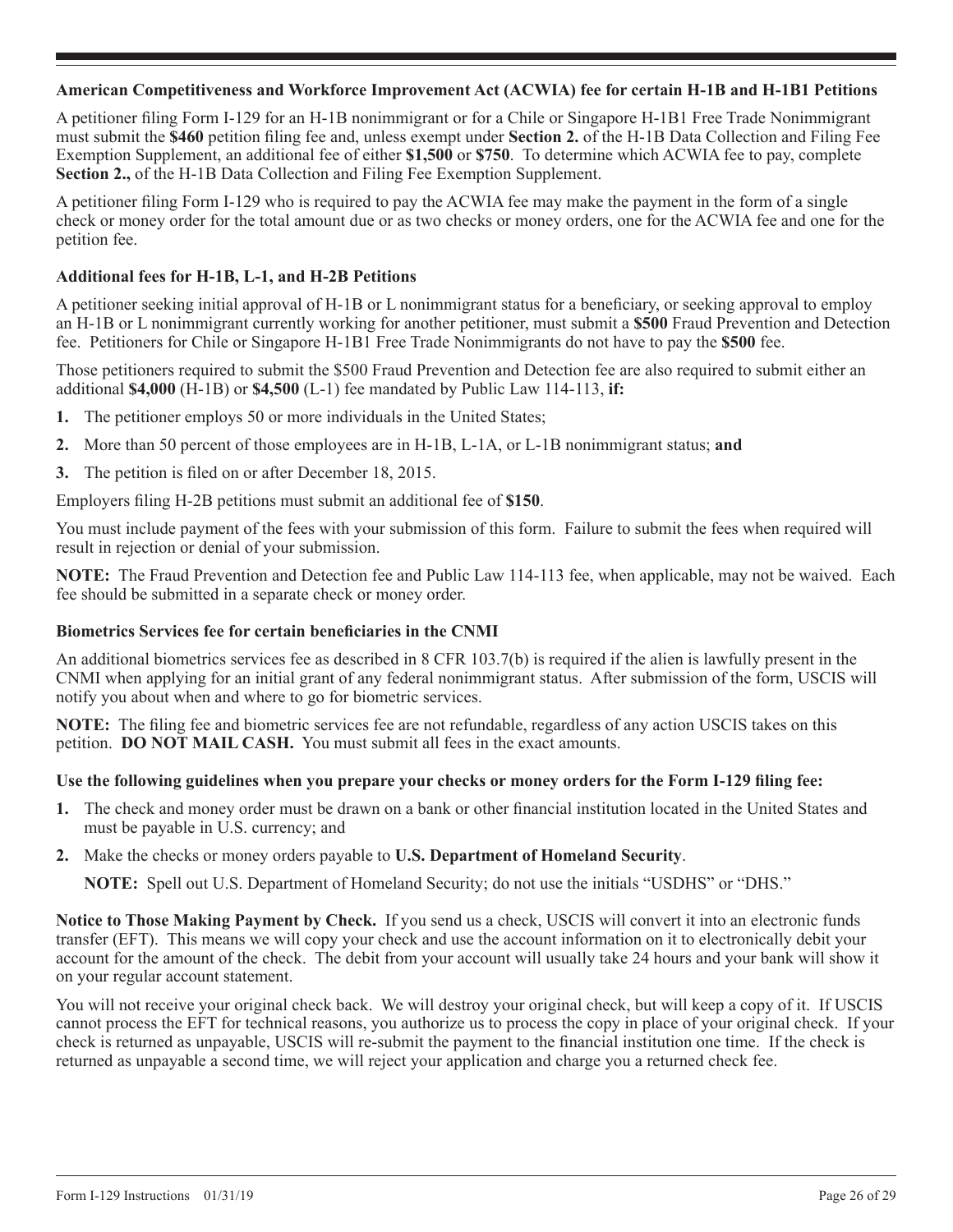### American Competitiveness and Workforce Improvement Act (ACWIA) fee for certain H-1B and H-1B1 Petitions

A petitioner filing Form I-129 for an H-1B nonimmigrant or for a Chile or Singapore H-1B1 Free Trade Nonimmigrant must submit the **$460** petition filing fee and, unless exempt under **Section 2.** of the H-1B Data Collection and Filing Fee Exemption Supplement, an additional fee of either **$1,500** or **$750**. To determine which ACWIA fee to pay, complete **Section 2.,** of the H-1B Data Collection and Filing Fee Exemption Supplement.

A petitioner filing Form I-129 who is required to pay the ACWIA fee may make the payment in the form of a single check or money order for the total amount due or as two checks or money orders, one for the ACWIA fee and one for the petition fee.

### Additional fees for H-1B, L-1, and H-2B Petitions

A petitioner seeking initial approval of H-1B or L nonimmigrant status for a beneficiary, or seeking approval to employ an H-1B or L nonimmigrant currently working for another petitioner, must submit a **$500** Fraud Prevention and Detection fee. Petitioners for Chile or Singapore H-1B1 Free Trade Nonimmigrants do not have to pay the **$500** fee.

Those petitioners required to submit the $500 Fraud Prevention and Detection fee are also required to submit either an additional **$4,000** (H-1B) or **$4,500** (L-1) fee mandated by Public Law 114-113, **if:**

1. The petitioner employs 50 or more individuals in the United States;
2. More than 50 percent of those employees are in H-1B, L-1A, or L-1B nonimmigrant status; **and**
3. The petition is filed on or after December 18, 2015.

Employers filing H-2B petitions must submit an additional fee of **$150**.

You must include payment of the fees with your submission of this form. Failure to submit the fees when required will result in rejection or denial of your submission.

**NOTE:** The Fraud Prevention and Detection fee and Public Law 114-113 fee, when applicable, may not be waived. Each fee should be submitted in a separate check or money order.

### Biometrics Services fee for certain beneficiaries in the CNMI

An additional biometrics services fee as described in 8 CFR 103.7(b) is required if the alien is lawfully present in the CNMI when applying for an initial grant of any federal nonimmigrant status. After submission of the form, USCIS will notify you about when and where to go for biometric services.

**NOTE:** The filing fee and biometric services fee are not refundable, regardless of any action USCIS takes on this petition. **DO NOT MAIL CASH.** You must submit all fees in the exact amounts.

**Use the following guidelines when you prepare your checks or money orders for the Form I-129 filing fee:**

1. The check and money order must be drawn on a bank or other financial institution located in the United States and must be payable in U.S. currency; and
2. Make the checks or money orders payable to **U.S. Department of Homeland Security**.

   **NOTE:** Spell out U.S. Department of Homeland Security; do not use the initials "USDHS" or "DHS."

**Notice to Those Making Payment by Check.** If you send us a check, USCIS will convert it into an electronic funds transfer (EFT). This means we will copy your check and use the account information on it to electronically debit your account for the amount of the check. The debit from your account will usually take 24 hours and your bank will show it on your regular account statement.

You will not receive your original check back. We will destroy your original check, but will keep a copy of it. If USCIS cannot process the EFT for technical reasons, you authorize us to process the copy in place of your original check. If your check is returned as unpayable, USCIS will re-submit the payment to the financial institution one time. If the check is returned as unpayable a second time, we will reject your application and charge you a returned check fee.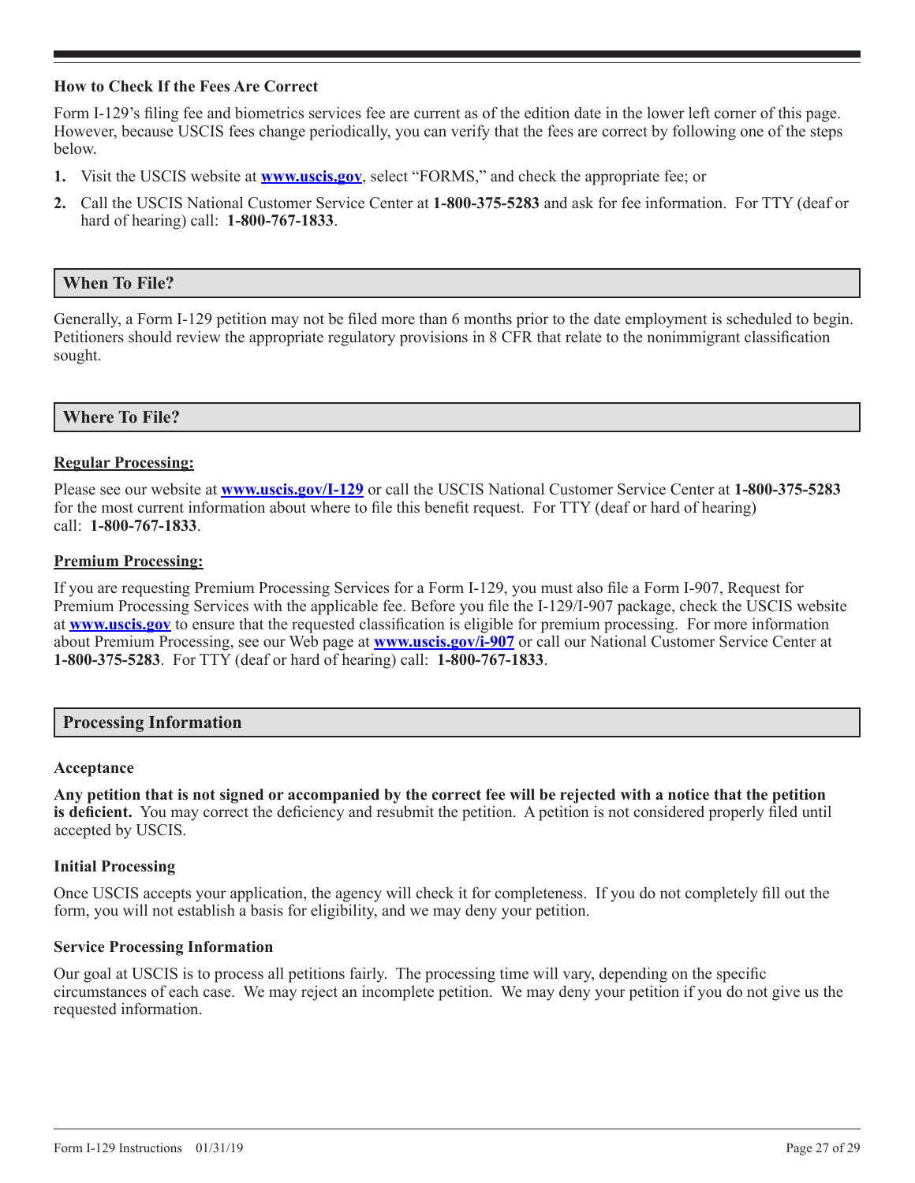### How to Check If the Fees Are Correct

Form I-129's filing fee and biometrics services fee are current as of the edition date in the lower left corner of this page. However, because USCIS fees change periodically, you can verify that the fees are correct by following one of the steps below.

1. Visit the USCIS website at **www.uscis.gov**, select "FORMS," and check the appropriate fee; or
2. Call the USCIS National Customer Service Center at **1-800-375-5283** and ask for fee information. For TTY (deaf or hard of hearing) call: **1-800-767-1833**.

## When To File?

Generally, a Form I-129 petition may not be filed more than 6 months prior to the date employment is scheduled to begin. Petitioners should review the appropriate regulatory provisions in 8 CFR that relate to the nonimmigrant classification sought.

## Where To File?

**Regular Processing:**

Please see our website at **www.uscis.gov/I-129** or call the USCIS National Customer Service Center at **1-800-375-5283** for the most current information about where to file this benefit request. For TTY (deaf or hard of hearing) call: **1-800-767-1833**.

**Premium Processing:**

If you are requesting Premium Processing Services for a Form I-129, you must also file a Form I-907, Request for Premium Processing Services with the applicable fee. Before you file the I-129/I-907 package, check the USCIS website at **www.uscis.gov** to ensure that the requested classification is eligible for premium processing. For more information about Premium Processing, see our Web page at **www.uscis.gov/i-907** or call our National Customer Service Center at **1-800-375-5283**. For TTY (deaf or hard of hearing) call: **1-800-767-1833**.

## Processing Information

### Acceptance

**Any petition that is not signed or accompanied by the correct fee will be rejected with a notice that the petition is deficient.** You may correct the deficiency and resubmit the petition. A petition is not considered properly filed until accepted by USCIS.

### Initial Processing

Once USCIS accepts your application, the agency will check it for completeness. If you do not completely fill out the form, you will not establish a basis for eligibility, and we may deny your petition.

### Service Processing Information

Our goal at USCIS is to process all petitions fairly. The processing time will vary, depending on the specific circumstances of each case. We may reject an incomplete petition. We may deny your petition if you do not give us the requested information.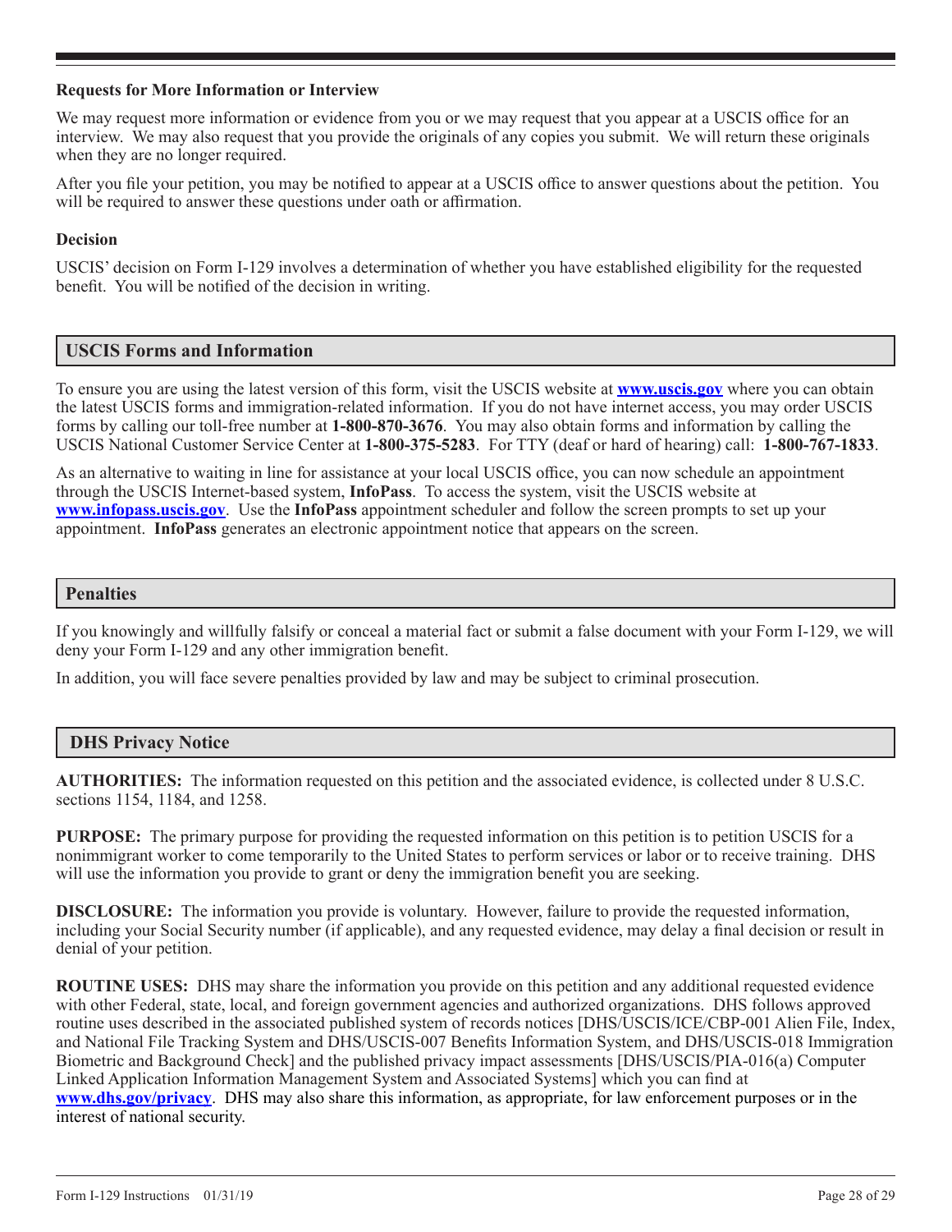**Requests for More Information or Interview**

We may request more information or evidence from you or we may request that you appear at a USCIS office for an interview. We may also request that you provide the originals of any copies you submit. We will return these originals when they are no longer required.

After you file your petition, you may be notified to appear at a USCIS office to answer questions about the petition. You will be required to answer these questions under oath or affirmation.

**Decision**

USCIS' decision on Form I-129 involves a determination of whether you have established eligibility for the requested benefit. You will be notified of the decision in writing.

## USCIS Forms and Information

To ensure you are using the latest version of this form, visit the USCIS website at **www.uscis.gov** where you can obtain the latest USCIS forms and immigration-related information. If you do not have internet access, you may order USCIS forms by calling our toll-free number at **1-800-870-3676**. You may also obtain forms and information by calling the USCIS National Customer Service Center at **1-800-375-5283**. For TTY (deaf or hard of hearing) call: **1-800-767-1833**.

As an alternative to waiting in line for assistance at your local USCIS office, you can now schedule an appointment through the USCIS Internet-based system, **InfoPass**. To access the system, visit the USCIS website at **www.infopass.uscis.gov**. Use the **InfoPass** appointment scheduler and follow the screen prompts to set up your appointment. **InfoPass** generates an electronic appointment notice that appears on the screen.

## Penalties

If you knowingly and willfully falsify or conceal a material fact or submit a false document with your Form I-129, we will deny your Form I-129 and any other immigration benefit.

In addition, you will face severe penalties provided by law and may be subject to criminal prosecution.

## DHS Privacy Notice

**AUTHORITIES:** The information requested on this petition and the associated evidence, is collected under 8 U.S.C. sections 1154, 1184, and 1258.

**PURPOSE:** The primary purpose for providing the requested information on this petition is to petition USCIS for a nonimmigrant worker to come temporarily to the United States to perform services or labor or to receive training. DHS will use the information you provide to grant or deny the immigration benefit you are seeking.

**DISCLOSURE:** The information you provide is voluntary. However, failure to provide the requested information, including your Social Security number (if applicable), and any requested evidence, may delay a final decision or result in denial of your petition.

**ROUTINE USES:** DHS may share the information you provide on this petition and any additional requested evidence with other Federal, state, local, and foreign government agencies and authorized organizations. DHS follows approved routine uses described in the associated published system of records notices [DHS/USCIS/ICE/CBP-001 Alien File, Index, and National File Tracking System and DHS/USCIS-007 Benefits Information System, and DHS/USCIS-018 Immigration Biometric and Background Check] and the published privacy impact assessments [DHS/USCIS/PIA-016(a) Computer Linked Application Information Management System and Associated Systems] which you can find at **www.dhs.gov/privacy**. DHS may also share this information, as appropriate, for law enforcement purposes or in the interest of national security.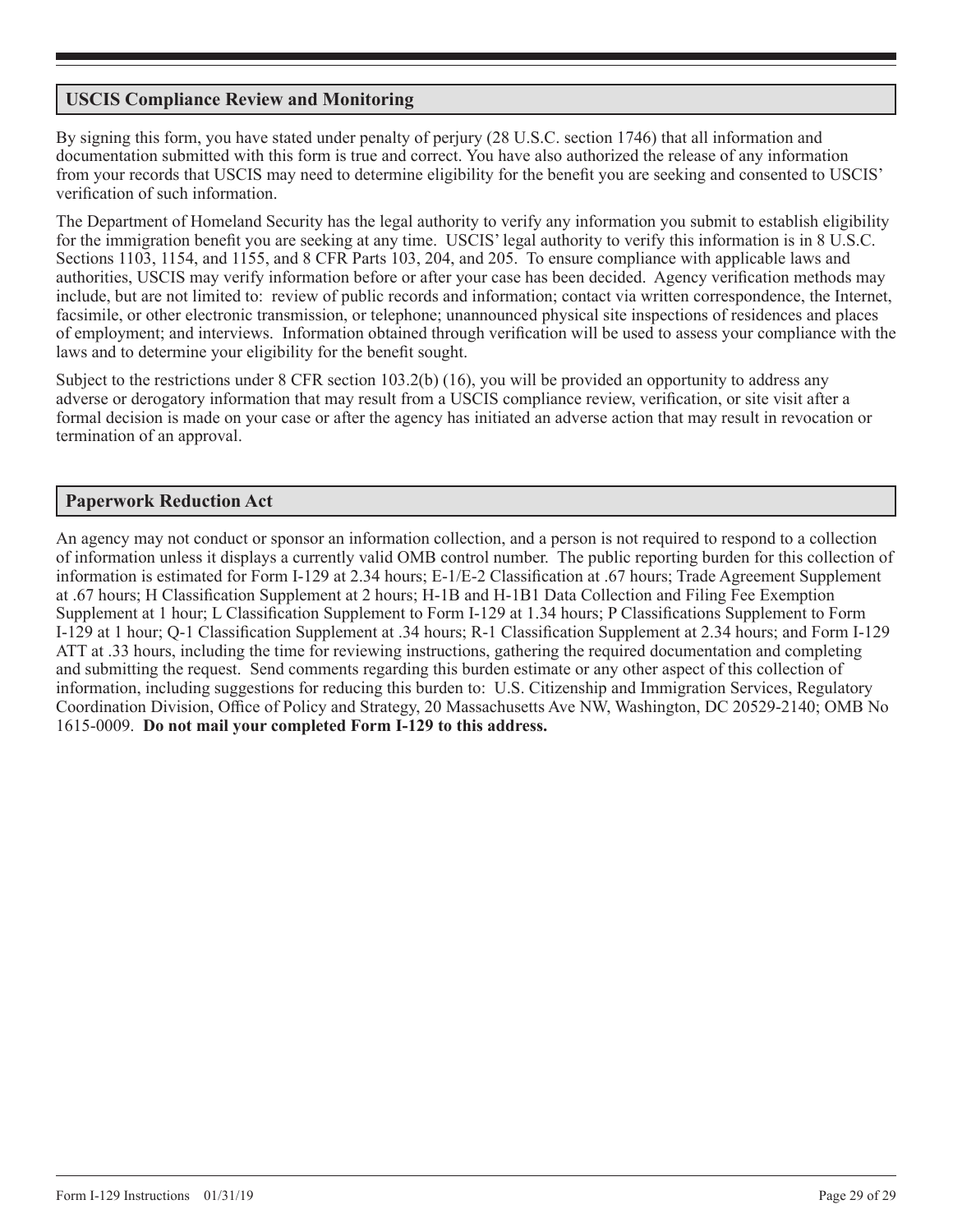## USCIS Compliance Review and Monitoring

By signing this form, you have stated under penalty of perjury (28 U.S.C. section 1746) that all information and documentation submitted with this form is true and correct. You have also authorized the release of any information from your records that USCIS may need to determine eligibility for the benefit you are seeking and consented to USCIS' verification of such information.

The Department of Homeland Security has the legal authority to verify any information you submit to establish eligibility for the immigration benefit you are seeking at any time. USCIS' legal authority to verify this information is in 8 U.S.C. Sections 1103, 1154, and 1155, and 8 CFR Parts 103, 204, and 205. To ensure compliance with applicable laws and authorities, USCIS may verify information before or after your case has been decided. Agency verification methods may include, but are not limited to: review of public records and information; contact via written correspondence, the Internet, facsimile, or other electronic transmission, or telephone; unannounced physical site inspections of residences and places of employment; and interviews. Information obtained through verification will be used to assess your compliance with the laws and to determine your eligibility for the benefit sought.

Subject to the restrictions under 8 CFR section 103.2(b) (16), you will be provided an opportunity to address any adverse or derogatory information that may result from a USCIS compliance review, verification, or site visit after a formal decision is made on your case or after the agency has initiated an adverse action that may result in revocation or termination of an approval.

## Paperwork Reduction Act

An agency may not conduct or sponsor an information collection, and a person is not required to respond to a collection of information unless it displays a currently valid OMB control number. The public reporting burden for this collection of information is estimated for Form I-129 at 2.34 hours; E-1/E-2 Classification at .67 hours; Trade Agreement Supplement at .67 hours; H Classification Supplement at 2 hours; H-1B and H-1B1 Data Collection and Filing Fee Exemption Supplement at 1 hour; L Classification Supplement to Form I-129 at 1.34 hours; P Classifications Supplement to Form I-129 at 1 hour; Q-1 Classification Supplement at .34 hours; R-1 Classification Supplement at 2.34 hours; and Form I-129 ATT at .33 hours, including the time for reviewing instructions, gathering the required documentation and completing and submitting the request. Send comments regarding this burden estimate or any other aspect of this collection of information, including suggestions for reducing this burden to: U.S. Citizenship and Immigration Services, Regulatory Coordination Division, Office of Policy and Strategy, 20 Massachusetts Ave NW, Washington, DC 20529-2140; OMB No 1615-0009. **Do not mail your completed Form I-129 to this address.**